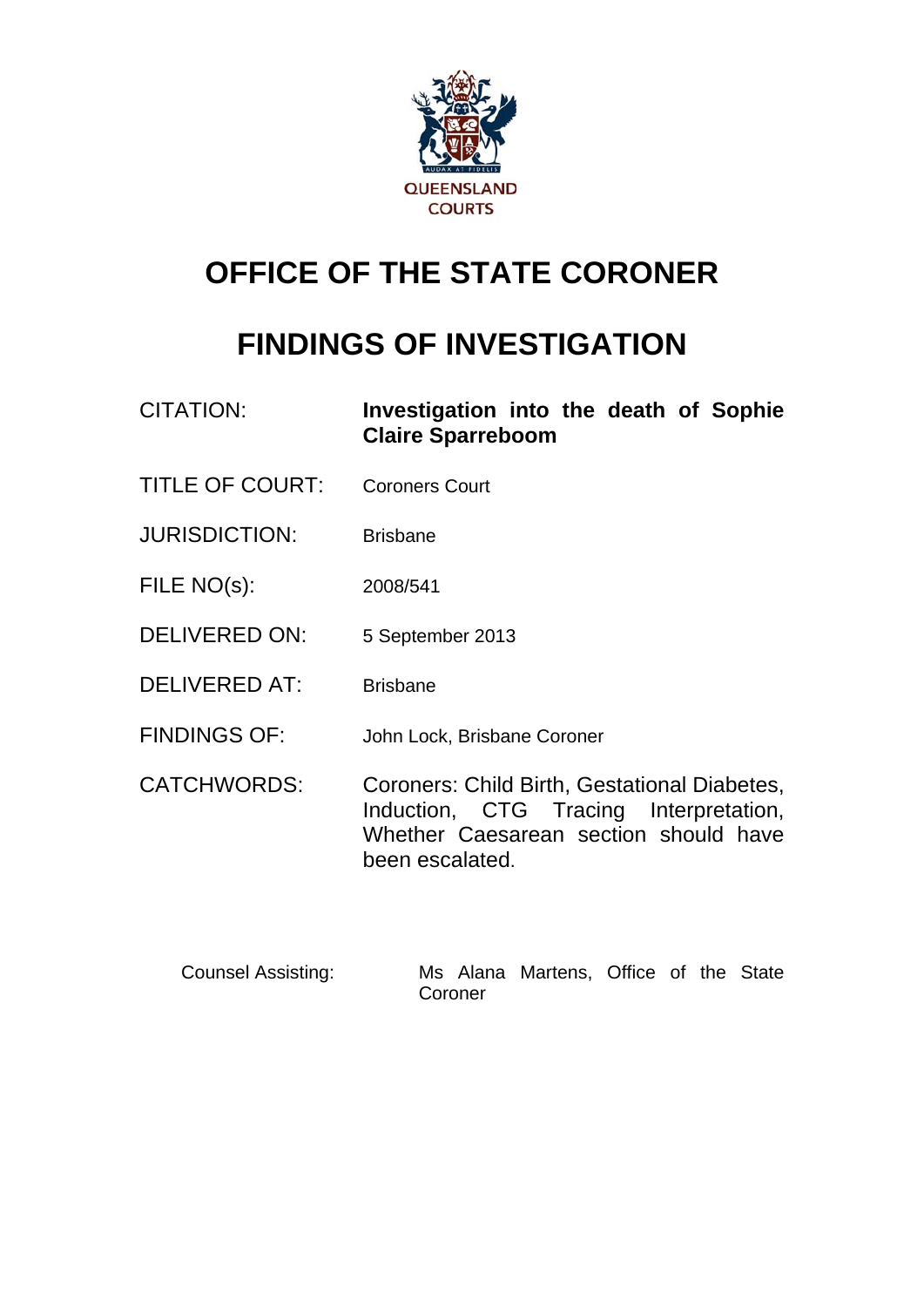QUEENSLAND COURTS

# OFFICE OF THE STATE CORONER

# FINDINGS OF INVESTIGATION

| | |
|---|---|
| CITATION: | **Investigation into the death of Sophie Claire Sparreboom** |
| TITLE OF COURT: | Coroners Court |
| JURISDICTION: | Brisbane |
| FILE NO(s): | 2008/541 |
| DELIVERED ON: | 5 September 2013 |
| DELIVERED AT: | Brisbane |
| FINDINGS OF: | John Lock, Brisbane Coroner |
| CATCHWORDS: | Coroners: Child Birth, Gestational Diabetes, Induction, CTG Tracing Interpretation, Whether Caesarean section should have been escalated. |

Counsel Assisting: Ms Alana Martens, Office of the State Coroner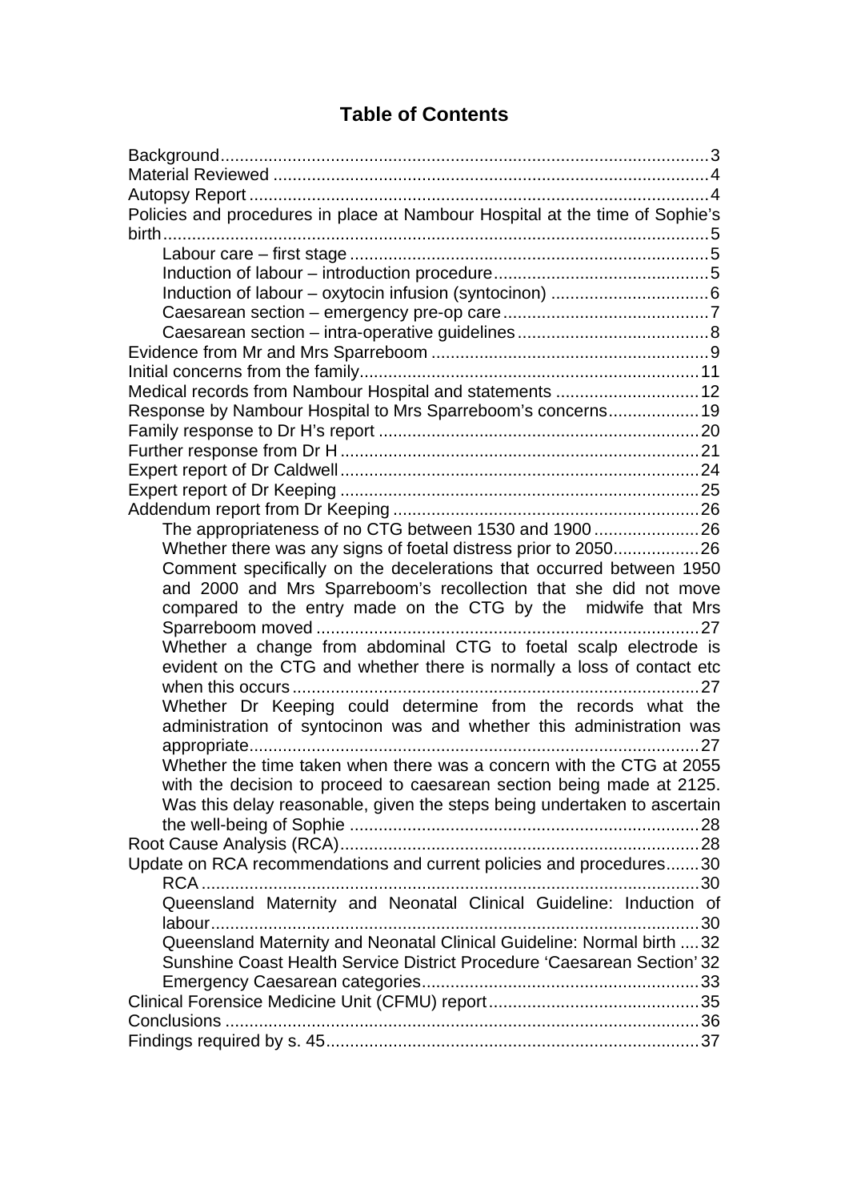# Table of Contents

- Background .... 3
- Material Reviewed .... 4
- Autopsy Report .... 4
- Policies and procedures in place at Nambour Hospital at the time of Sophie's birth .... 5
  - Labour care – first stage .... 5
  - Induction of labour – introduction procedure .... 5
  - Induction of labour – oxytocin infusion (syntocinon) .... 6
  - Caesarean section – emergency pre-op care .... 7
  - Caesarean section – intra-operative guidelines .... 8
- Evidence from Mr and Mrs Sparreboom .... 9
- Initial concerns from the family .... 11
- Medical records from Nambour Hospital and statements .... 12
- Response by Nambour Hospital to Mrs Sparreboom's concerns .... 19
- Family response to Dr H's report .... 20
- Further response from Dr H .... 21
- Expert report of Dr Caldwell .... 24
- Expert report of Dr Keeping .... 25
- Addendum report from Dr Keeping .... 26
  - The appropriateness of no CTG between 1530 and 1900 .... 26
  - Whether there was any signs of foetal distress prior to 2050 .... 26
  - Comment specifically on the decelerations that occurred between 1950 and 2000 and Mrs Sparreboom's recollection that she did not move compared to the entry made on the CTG by the midwife that Mrs Sparreboom moved .... 27
  - Whether a change from abdominal CTG to foetal scalp electrode is evident on the CTG and whether there is normally a loss of contact etc when this occurs .... 27
  - Whether Dr Keeping could determine from the records what the administration of syntocinon was and whether this administration was appropriate .... 27
  - Whether the time taken when there was a concern with the CTG at 2055 with the decision to proceed to caesarean section being made at 2125. Was this delay reasonable, given the steps being undertaken to ascertain the well-being of Sophie .... 28
- Root Cause Analysis (RCA) .... 28
- Update on RCA recommendations and current policies and procedures .... 30
  - RCA .... 30
  - Queensland Maternity and Neonatal Clinical Guideline: Induction of labour .... 30
  - Queensland Maternity and Neonatal Clinical Guideline: Normal birth .... 32
  - Sunshine Coast Health Service District Procedure 'Caesarean Section' .... 32
  - Emergency Caesarean categories .... 33
- Clinical Forensice Medicine Unit (CFMU) report .... 35
- Conclusions .... 36
- Findings required by s. 45 .... 37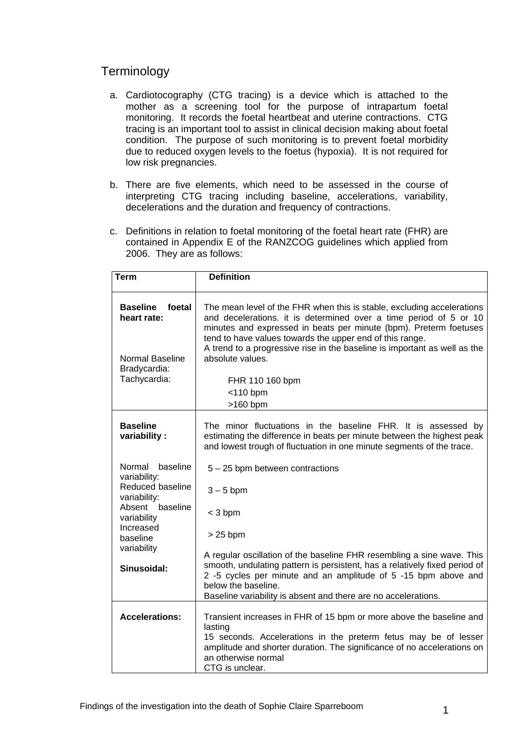## Terminology

a. Cardiotocography (CTG tracing) is a device which is attached to the mother as a screening tool for the purpose of intrapartum foetal monitoring. It records the foetal heartbeat and uterine contractions. CTG tracing is an important tool to assist in clinical decision making about foetal condition. The purpose of such monitoring is to prevent foetal morbidity due to reduced oxygen levels to the foetus (hypoxia). It is not required for low risk pregnancies.

b. There are five elements, which need to be assessed in the course of interpreting CTG tracing including baseline, accelerations, variability, decelerations and the duration and frequency of contractions.

c. Definitions in relation to foetal monitoring of the foetal heart rate (FHR) are contained in Appendix E of the RANZCOG guidelines which applied from 2006. They are as follows:

| Term | Definition |
|---|---|
| **Baseline foetal heart rate:** | The mean level of the FHR when this is stable, excluding accelerations and decelerations. it is determined over a time period of 5 or 10 minutes and expressed in beats per minute (bpm). Preterm foetuses tend to have values towards the upper end of this range.<br>A trend to a progressive rise in the baseline is important as well as the absolute values. |
| Normal Baseline | FHR 110 160 bpm |
| Bradycardia: | <110 bpm |
| Tachycardia: | >160 bpm |
| **Baseline variability :** | The minor fluctuations in the baseline FHR. It is assessed by estimating the difference in beats per minute between the highest peak and lowest trough of fluctuation in one minute segments of the trace. |
| Normal baseline variability: | 5 – 25 bpm between contractions |
| Reduced baseline variability: | 3 – 5 bpm |
| Absent baseline variability | < 3 bpm |
| Increased baseline variability | > 25 bpm |
| **Sinusoidal:** | A regular oscillation of the baseline FHR resembling a sine wave. This smooth, undulating pattern is persistent, has a relatively fixed period of 2 -5 cycles per minute and an amplitude of 5 -15 bpm above and below the baseline.<br>Baseline variability is absent and there are no accelerations. |
| **Accelerations:** | Transient increases in FHR of 15 bpm or more above the baseline and lasting<br>15 seconds. Accelerations in the preterm fetus may be of lesser amplitude and shorter duration. The significance of no accelerations on an otherwise normal<br>CTG is unclear. |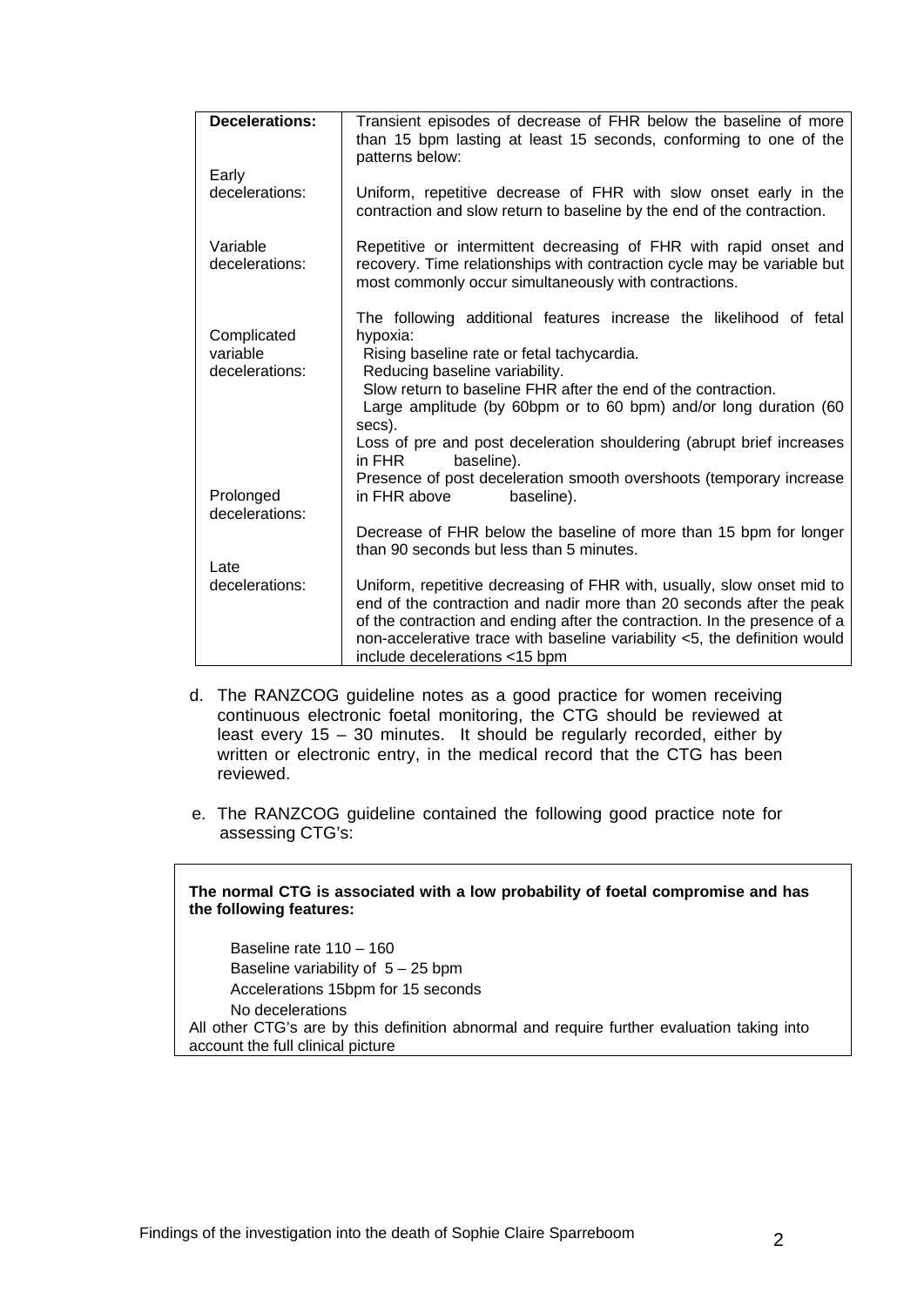| **Decelerations:** | Transient episodes of decrease of FHR below the baseline of more than 15 bpm lasting at least 15 seconds, conforming to one of the patterns below: |
|---|---|
| Early decelerations: | Uniform, repetitive decrease of FHR with slow onset early in the contraction and slow return to baseline by the end of the contraction. |
| Variable decelerations: | Repetitive or intermittent decreasing of FHR with rapid onset and recovery. Time relationships with contraction cycle may be variable but most commonly occur simultaneously with contractions. |
| Complicated variable decelerations: | The following additional features increase the likelihood of fetal hypoxia:<br>Rising baseline rate or fetal tachycardia.<br>Reducing baseline variability.<br>Slow return to baseline FHR after the end of the contraction.<br>Large amplitude (by 60bpm or to 60 bpm) and/or long duration (60 secs).<br>Loss of pre and post deceleration shouldering (abrupt brief increases in FHR baseline).<br>Presence of post deceleration smooth overshoots (temporary increase in FHR above baseline). |
| Prolonged decelerations: | Decrease of FHR below the baseline of more than 15 bpm for longer than 90 seconds but less than 5 minutes. |
| Late decelerations: | Uniform, repetitive decreasing of FHR with, usually, slow onset mid to end of the contraction and nadir more than 20 seconds after the peak of the contraction and ending after the contraction. In the presence of a non-accelerative trace with baseline variability <5, the definition would include decelerations <15 bpm |

d. The RANZCOG guideline notes as a good practice for women receiving continuous electronic foetal monitoring, the CTG should be reviewed at least every 15 – 30 minutes. It should be regularly recorded, either by written or electronic entry, in the medical record that the CTG has been reviewed.

e. The RANZCOG guideline contained the following good practice note for assessing CTG's:

> **The normal CTG is associated with a low probability of foetal compromise and has the following features:**
>
> Baseline rate 110 – 160
> Baseline variability of 5 – 25 bpm
> Accelerations 15bpm for 15 seconds
> No decelerations
>
> All other CTG's are by this definition abnormal and require further evaluation taking into account the full clinical picture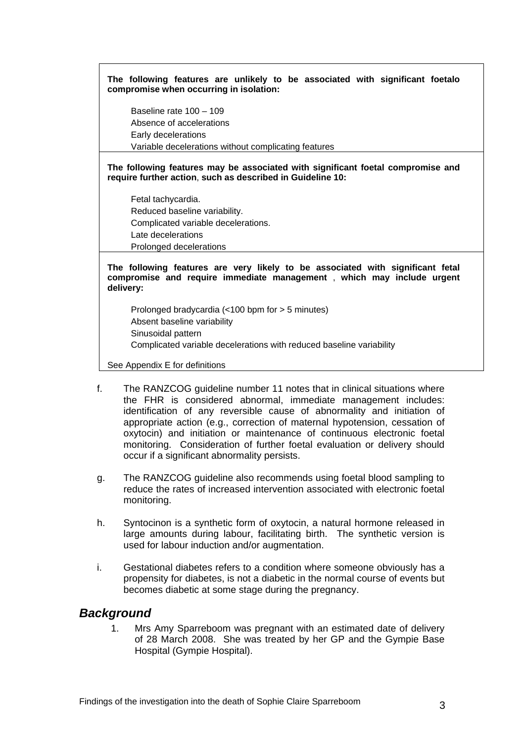**The following features are unlikely to be associated with significant foetalo compromise when occurring in isolation:**

Baseline rate 100 – 109
Absence of accelerations
Early decelerations
Variable decelerations without complicating features

**The following features may be associated with significant foetal compromise and require further action, such as described in Guideline 10:**

Fetal tachycardia.
Reduced baseline variability.
Complicated variable decelerations.
Late decelerations
Prolonged decelerations

**The following features are very likely to be associated with significant fetal compromise and require immediate management , which may include urgent delivery:**

Prolonged bradycardia (<100 bpm for > 5 minutes)
Absent baseline variability
Sinusoidal pattern
Complicated variable decelerations with reduced baseline variability

See Appendix E for definitions

f. The RANZCOG guideline number 11 notes that in clinical situations where the FHR is considered abnormal, immediate management includes: identification of any reversible cause of abnormality and initiation of appropriate action (e.g., correction of maternal hypotension, cessation of oxytocin) and initiation or maintenance of continuous electronic foetal monitoring. Consideration of further foetal evaluation or delivery should occur if a significant abnormality persists.

g. The RANZCOG guideline also recommends using foetal blood sampling to reduce the rates of increased intervention associated with electronic foetal monitoring.

h. Syntocinon is a synthetic form of oxytocin, a natural hormone released in large amounts during labour, facilitating birth. The synthetic version is used for labour induction and/or augmentation.

i. Gestational diabetes refers to a condition where someone obviously has a propensity for diabetes, is not a diabetic in the normal course of events but becomes diabetic at some stage during the pregnancy.

## *Background*

1. Mrs Amy Sparreboom was pregnant with an estimated date of delivery of 28 March 2008. She was treated by her GP and the Gympie Base Hospital (Gympie Hospital).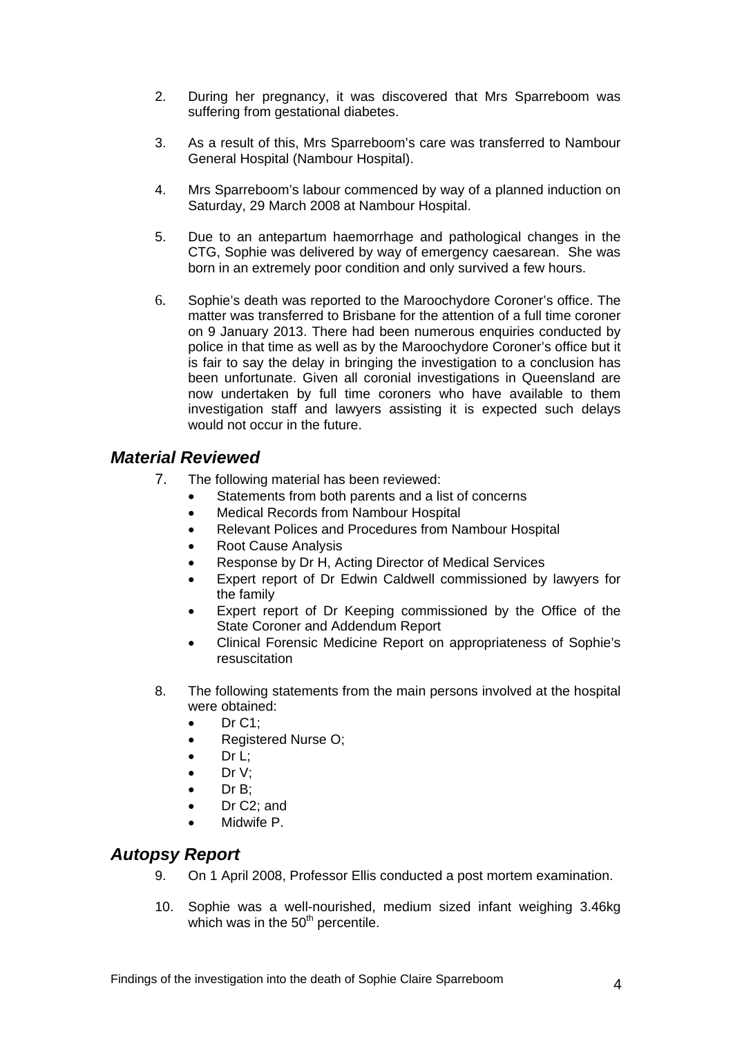2. During her pregnancy, it was discovered that Mrs Sparreboom was suffering from gestational diabetes.

3. As a result of this, Mrs Sparreboom's care was transferred to Nambour General Hospital (Nambour Hospital).

4. Mrs Sparreboom's labour commenced by way of a planned induction on Saturday, 29 March 2008 at Nambour Hospital.

5. Due to an antepartum haemorrhage and pathological changes in the CTG, Sophie was delivered by way of emergency caesarean. She was born in an extremely poor condition and only survived a few hours.

6. Sophie's death was reported to the Maroochydore Coroner's office. The matter was transferred to Brisbane for the attention of a full time coroner on 9 January 2013. There had been numerous enquiries conducted by police in that time as well as by the Maroochydore Coroner's office but it is fair to say the delay in bringing the investigation to a conclusion has been unfortunate. Given all coronial investigations in Queensland are now undertaken by full time coroners who have available to them investigation staff and lawyers assisting it is expected such delays would not occur in the future.

## *Material Reviewed*

7. The following material has been reviewed:
   - Statements from both parents and a list of concerns
   - Medical Records from Nambour Hospital
   - Relevant Polices and Procedures from Nambour Hospital
   - Root Cause Analysis
   - Response by Dr H, Acting Director of Medical Services
   - Expert report of Dr Edwin Caldwell commissioned by lawyers for the family
   - Expert report of Dr Keeping commissioned by the Office of the State Coroner and Addendum Report
   - Clinical Forensic Medicine Report on appropriateness of Sophie's resuscitation

8. The following statements from the main persons involved at the hospital were obtained:
   - Dr C1;
   - Registered Nurse O;
   - Dr L;
   - Dr V;
   - Dr B;
   - Dr C2; and
   - Midwife P.

## *Autopsy Report*

9. On 1 April 2008, Professor Ellis conducted a post mortem examination.

10. Sophie was a well-nourished, medium sized infant weighing 3.46kg which was in the 50th percentile.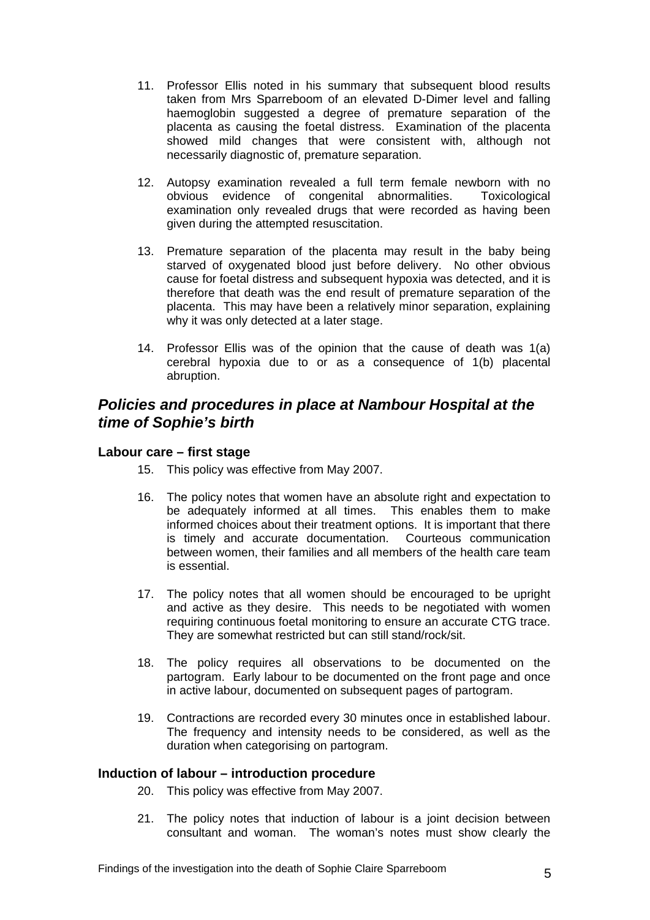11. Professor Ellis noted in his summary that subsequent blood results taken from Mrs Sparreboom of an elevated D-Dimer level and falling haemoglobin suggested a degree of premature separation of the placenta as causing the foetal distress. Examination of the placenta showed mild changes that were consistent with, although not necessarily diagnostic of, premature separation.

12. Autopsy examination revealed a full term female newborn with no obvious evidence of congenital abnormalities. Toxicological examination only revealed drugs that were recorded as having been given during the attempted resuscitation.

13. Premature separation of the placenta may result in the baby being starved of oxygenated blood just before delivery. No other obvious cause for foetal distress and subsequent hypoxia was detected, and it is therefore that death was the end result of premature separation of the placenta. This may have been a relatively minor separation, explaining why it was only detected at a later stage.

14. Professor Ellis was of the opinion that the cause of death was 1(a) cerebral hypoxia due to or as a consequence of 1(b) placental abruption.

## *Policies and procedures in place at Nambour Hospital at the time of Sophie's birth*

### Labour care – first stage

15. This policy was effective from May 2007.

16. The policy notes that women have an absolute right and expectation to be adequately informed at all times. This enables them to make informed choices about their treatment options. It is important that there is timely and accurate documentation. Courteous communication between women, their families and all members of the health care team is essential.

17. The policy notes that all women should be encouraged to be upright and active as they desire. This needs to be negotiated with women requiring continuous foetal monitoring to ensure an accurate CTG trace. They are somewhat restricted but can still stand/rock/sit.

18. The policy requires all observations to be documented on the partogram. Early labour to be documented on the front page and once in active labour, documented on subsequent pages of partogram.

19. Contractions are recorded every 30 minutes once in established labour. The frequency and intensity needs to be considered, as well as the duration when categorising on partogram.

### Induction of labour – introduction procedure

20. This policy was effective from May 2007.

21. The policy notes that induction of labour is a joint decision between consultant and woman. The woman's notes must show clearly the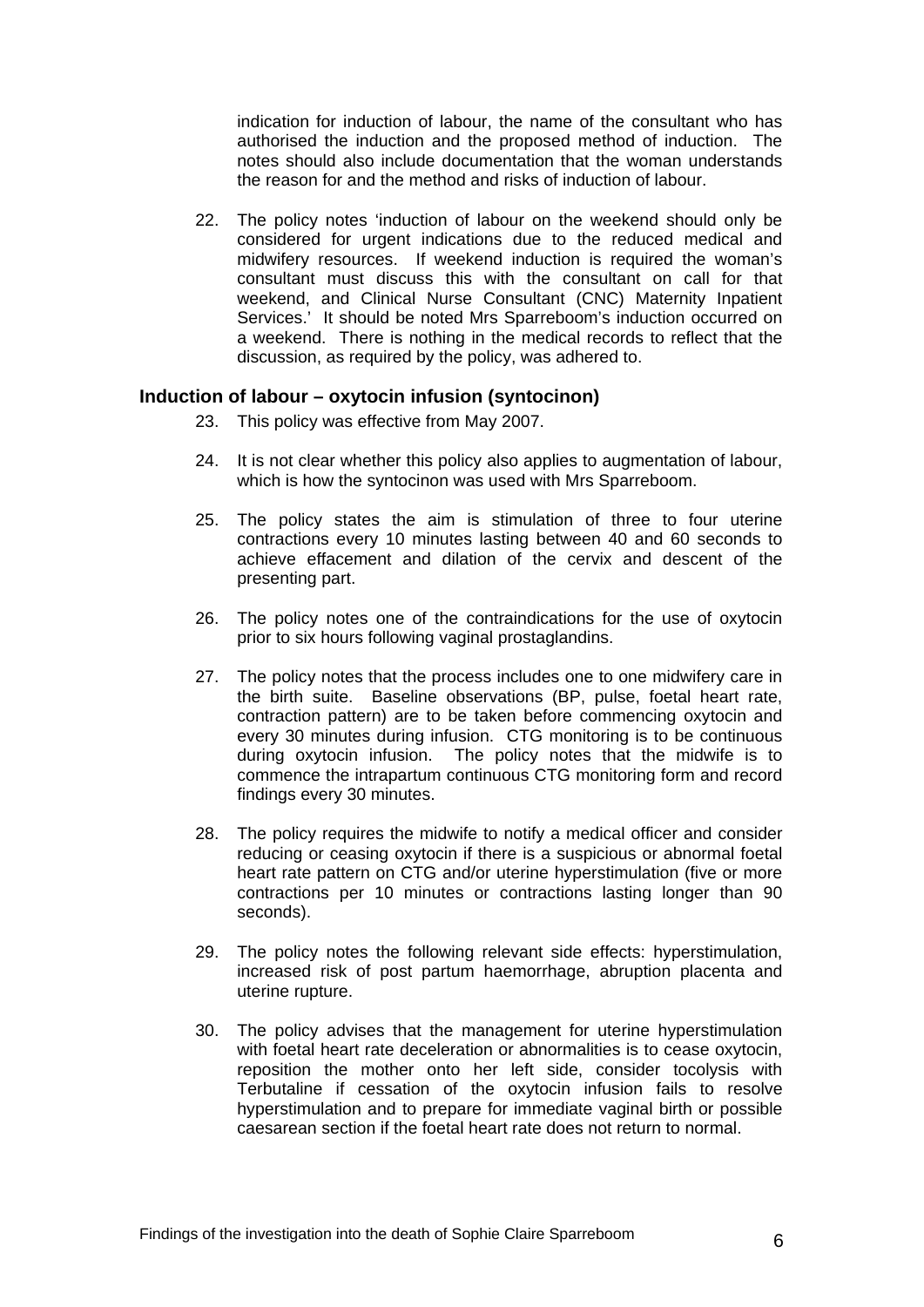indication for induction of labour, the name of the consultant who has authorised the induction and the proposed method of induction. The notes should also include documentation that the woman understands the reason for and the method and risks of induction of labour.

22. The policy notes 'induction of labour on the weekend should only be considered for urgent indications due to the reduced medical and midwifery resources. If weekend induction is required the woman's consultant must discuss this with the consultant on call for that weekend, and Clinical Nurse Consultant (CNC) Maternity Inpatient Services.' It should be noted Mrs Sparreboom's induction occurred on a weekend. There is nothing in the medical records to reflect that the discussion, as required by the policy, was adhered to.

### Induction of labour – oxytocin infusion (syntocinon)

23. This policy was effective from May 2007.

24. It is not clear whether this policy also applies to augmentation of labour, which is how the syntocinon was used with Mrs Sparreboom.

25. The policy states the aim is stimulation of three to four uterine contractions every 10 minutes lasting between 40 and 60 seconds to achieve effacement and dilation of the cervix and descent of the presenting part.

26. The policy notes one of the contraindications for the use of oxytocin prior to six hours following vaginal prostaglandins.

27. The policy notes that the process includes one to one midwifery care in the birth suite. Baseline observations (BP, pulse, foetal heart rate, contraction pattern) are to be taken before commencing oxytocin and every 30 minutes during infusion. CTG monitoring is to be continuous during oxytocin infusion. The policy notes that the midwife is to commence the intrapartum continuous CTG monitoring form and record findings every 30 minutes.

28. The policy requires the midwife to notify a medical officer and consider reducing or ceasing oxytocin if there is a suspicious or abnormal foetal heart rate pattern on CTG and/or uterine hyperstimulation (five or more contractions per 10 minutes or contractions lasting longer than 90 seconds).

29. The policy notes the following relevant side effects: hyperstimulation, increased risk of post partum haemorrhage, abruption placenta and uterine rupture.

30. The policy advises that the management for uterine hyperstimulation with foetal heart rate deceleration or abnormalities is to cease oxytocin, reposition the mother onto her left side, consider tocolysis with Terbutaline if cessation of the oxytocin infusion fails to resolve hyperstimulation and to prepare for immediate vaginal birth or possible caesarean section if the foetal heart rate does not return to normal.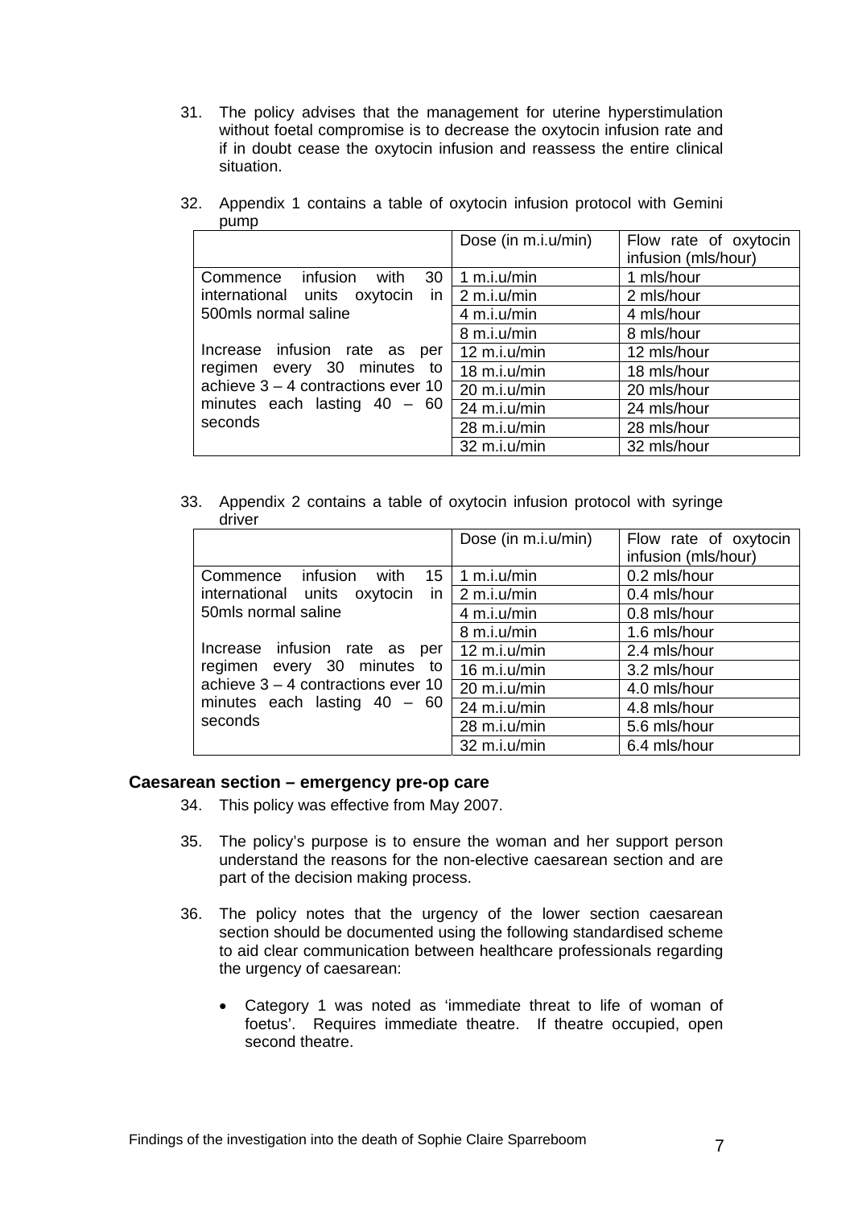31. The policy advises that the management for uterine hyperstimulation without foetal compromise is to decrease the oxytocin infusion rate and if in doubt cease the oxytocin infusion and reassess the entire clinical situation.

32. Appendix 1 contains a table of oxytocin infusion protocol with Gemini pump

| | Dose (in m.i.u/min) | Flow rate of oxytocin infusion (mls/hour) |
|---|---|---|
| Commence infusion with 30 international units oxytocin in 500mls normal saline<br><br>Increase infusion rate as per regimen every 30 minutes to achieve 3 – 4 contractions ever 10 minutes each lasting 40 – 60 seconds | 1 m.i.u/min | 1 mls/hour |
| | 2 m.i.u/min | 2 mls/hour |
| | 4 m.i.u/min | 4 mls/hour |
| | 8 m.i.u/min | 8 mls/hour |
| | 12 m.i.u/min | 12 mls/hour |
| | 18 m.i.u/min | 18 mls/hour |
| | 20 m.i.u/min | 20 mls/hour |
| | 24 m.i.u/min | 24 mls/hour |
| | 28 m.i.u/min | 28 mls/hour |
| | 32 m.i.u/min | 32 mls/hour |

33. Appendix 2 contains a table of oxytocin infusion protocol with syringe driver

| | Dose (in m.i.u/min) | Flow rate of oxytocin infusion (mls/hour) |
|---|---|---|
| Commence infusion with 15 international units oxytocin in 50mls normal saline<br><br>Increase infusion rate as per regimen every 30 minutes to achieve 3 – 4 contractions ever 10 minutes each lasting 40 – 60 seconds | 1 m.i.u/min | 0.2 mls/hour |
| | 2 m.i.u/min | 0.4 mls/hour |
| | 4 m.i.u/min | 0.8 mls/hour |
| | 8 m.i.u/min | 1.6 mls/hour |
| | 12 m.i.u/min | 2.4 mls/hour |
| | 16 m.i.u/min | 3.2 mls/hour |
| | 20 m.i.u/min | 4.0 mls/hour |
| | 24 m.i.u/min | 4.8 mls/hour |
| | 28 m.i.u/min | 5.6 mls/hour |
| | 32 m.i.u/min | 6.4 mls/hour |

## Caesarean section – emergency pre-op care

34. This policy was effective from May 2007.

35. The policy's purpose is to ensure the woman and her support person understand the reasons for the non-elective caesarean section and are part of the decision making process.

36. The policy notes that the urgency of the lower section caesarean section should be documented using the following standardised scheme to aid clear communication between healthcare professionals regarding the urgency of caesarean:

    - Category 1 was noted as 'immediate threat to life of woman of foetus'. Requires immediate theatre. If theatre occupied, open second theatre.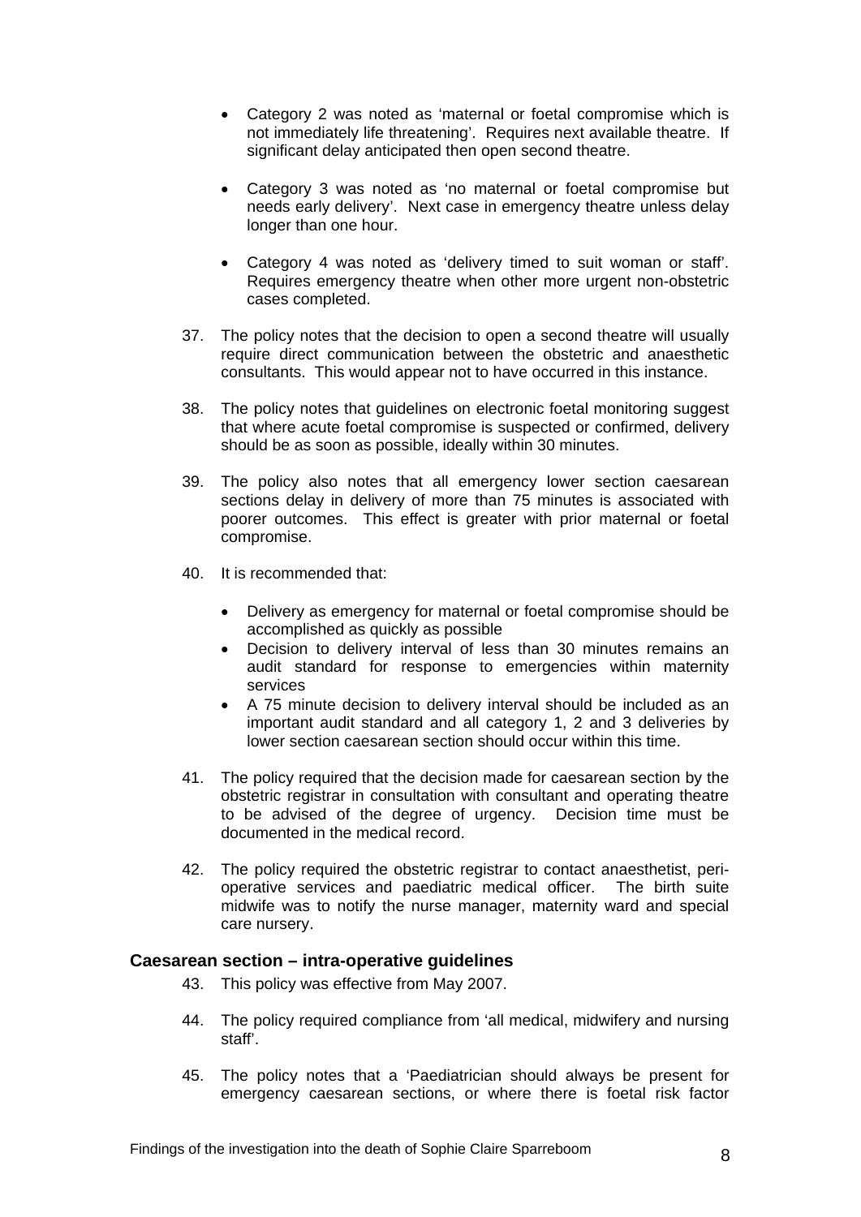- Category 2 was noted as 'maternal or foetal compromise which is not immediately life threatening'. Requires next available theatre. If significant delay anticipated then open second theatre.

- Category 3 was noted as 'no maternal or foetal compromise but needs early delivery'. Next case in emergency theatre unless delay longer than one hour.

- Category 4 was noted as 'delivery timed to suit woman or staff'. Requires emergency theatre when other more urgent non-obstetric cases completed.

37. The policy notes that the decision to open a second theatre will usually require direct communication between the obstetric and anaesthetic consultants. This would appear not to have occurred in this instance.

38. The policy notes that guidelines on electronic foetal monitoring suggest that where acute foetal compromise is suspected or confirmed, delivery should be as soon as possible, ideally within 30 minutes.

39. The policy also notes that all emergency lower section caesarean sections delay in delivery of more than 75 minutes is associated with poorer outcomes. This effect is greater with prior maternal or foetal compromise.

40. It is recommended that:

    - Delivery as emergency for maternal or foetal compromise should be accomplished as quickly as possible
    - Decision to delivery interval of less than 30 minutes remains an audit standard for response to emergencies within maternity services
    - A 75 minute decision to delivery interval should be included as an important audit standard and all category 1, 2 and 3 deliveries by lower section caesarean section should occur within this time.

41. The policy required that the decision made for caesarean section by the obstetric registrar in consultation with consultant and operating theatre to be advised of the degree of urgency. Decision time must be documented in the medical record.

42. The policy required the obstetric registrar to contact anaesthetist, peri-operative services and paediatric medical officer. The birth suite midwife was to notify the nurse manager, maternity ward and special care nursery.

### Caesarean section – intra-operative guidelines

43. This policy was effective from May 2007.

44. The policy required compliance from 'all medical, midwifery and nursing staff'.

45. The policy notes that a 'Paediatrician should always be present for emergency caesarean sections, or where there is foetal risk factor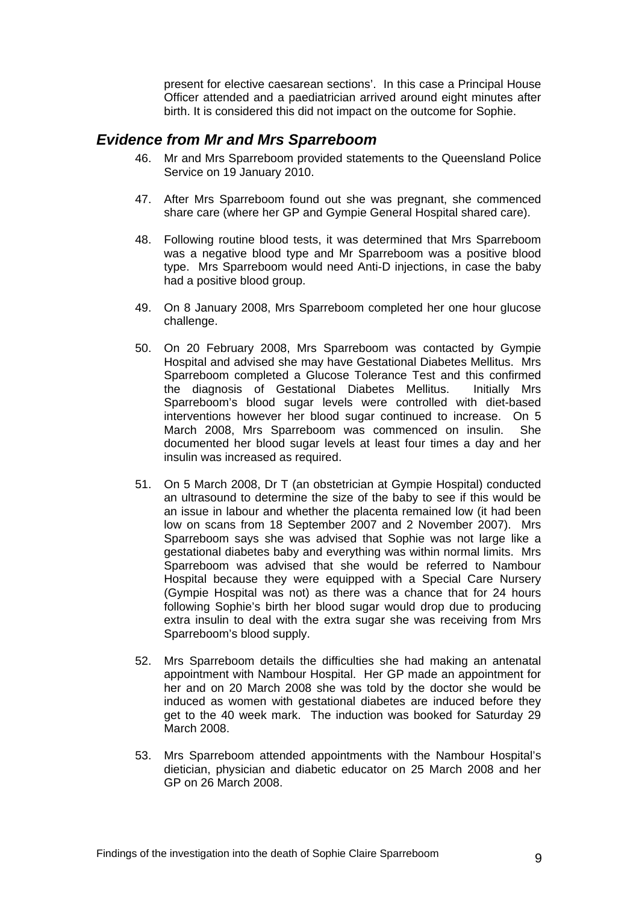present for elective caesarean sections'. In this case a Principal House Officer attended and a paediatrician arrived around eight minutes after birth. It is considered this did not impact on the outcome for Sophie.

## *Evidence from Mr and Mrs Sparreboom*

46. Mr and Mrs Sparreboom provided statements to the Queensland Police Service on 19 January 2010.

47. After Mrs Sparreboom found out she was pregnant, she commenced share care (where her GP and Gympie General Hospital shared care).

48. Following routine blood tests, it was determined that Mrs Sparreboom was a negative blood type and Mr Sparreboom was a positive blood type. Mrs Sparreboom would need Anti-D injections, in case the baby had a positive blood group.

49. On 8 January 2008, Mrs Sparreboom completed her one hour glucose challenge.

50. On 20 February 2008, Mrs Sparreboom was contacted by Gympie Hospital and advised she may have Gestational Diabetes Mellitus. Mrs Sparreboom completed a Glucose Tolerance Test and this confirmed the diagnosis of Gestational Diabetes Mellitus. Initially Mrs Sparreboom's blood sugar levels were controlled with diet-based interventions however her blood sugar continued to increase. On 5 March 2008, Mrs Sparreboom was commenced on insulin. She documented her blood sugar levels at least four times a day and her insulin was increased as required.

51. On 5 March 2008, Dr T (an obstetrician at Gympie Hospital) conducted an ultrasound to determine the size of the baby to see if this would be an issue in labour and whether the placenta remained low (it had been low on scans from 18 September 2007 and 2 November 2007). Mrs Sparreboom says she was advised that Sophie was not large like a gestational diabetes baby and everything was within normal limits. Mrs Sparreboom was advised that she would be referred to Nambour Hospital because they were equipped with a Special Care Nursery (Gympie Hospital was not) as there was a chance that for 24 hours following Sophie's birth her blood sugar would drop due to producing extra insulin to deal with the extra sugar she was receiving from Mrs Sparreboom's blood supply.

52. Mrs Sparreboom details the difficulties she had making an antenatal appointment with Nambour Hospital. Her GP made an appointment for her and on 20 March 2008 she was told by the doctor she would be induced as women with gestational diabetes are induced before they get to the 40 week mark. The induction was booked for Saturday 29 March 2008.

53. Mrs Sparreboom attended appointments with the Nambour Hospital's dietician, physician and diabetic educator on 25 March 2008 and her GP on 26 March 2008.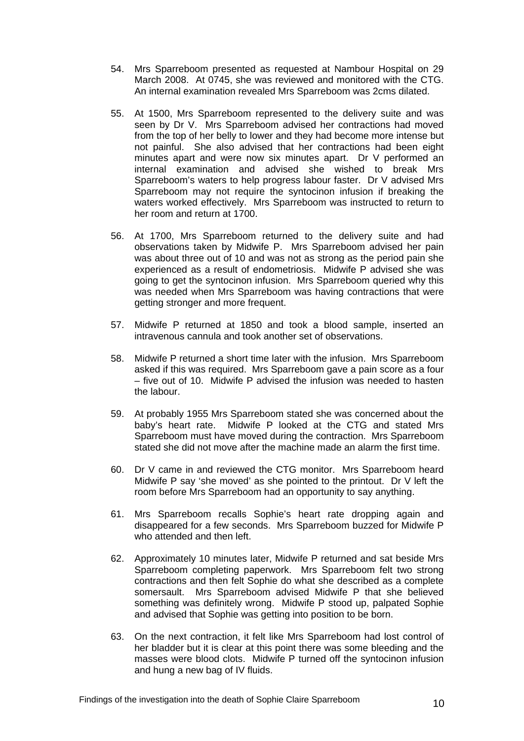54. Mrs Sparreboom presented as requested at Nambour Hospital on 29 March 2008. At 0745, she was reviewed and monitored with the CTG. An internal examination revealed Mrs Sparreboom was 2cms dilated.

55. At 1500, Mrs Sparreboom represented to the delivery suite and was seen by Dr V. Mrs Sparreboom advised her contractions had moved from the top of her belly to lower and they had become more intense but not painful. She also advised that her contractions had been eight minutes apart and were now six minutes apart. Dr V performed an internal examination and advised she wished to break Mrs Sparreboom's waters to help progress labour faster. Dr V advised Mrs Sparreboom may not require the syntocinon infusion if breaking the waters worked effectively. Mrs Sparreboom was instructed to return to her room and return at 1700.

56. At 1700, Mrs Sparreboom returned to the delivery suite and had observations taken by Midwife P. Mrs Sparreboom advised her pain was about three out of 10 and was not as strong as the period pain she experienced as a result of endometriosis. Midwife P advised she was going to get the syntocinon infusion. Mrs Sparreboom queried why this was needed when Mrs Sparreboom was having contractions that were getting stronger and more frequent.

57. Midwife P returned at 1850 and took a blood sample, inserted an intravenous cannula and took another set of observations.

58. Midwife P returned a short time later with the infusion. Mrs Sparreboom asked if this was required. Mrs Sparreboom gave a pain score as a four – five out of 10. Midwife P advised the infusion was needed to hasten the labour.

59. At probably 1955 Mrs Sparreboom stated she was concerned about the baby's heart rate. Midwife P looked at the CTG and stated Mrs Sparreboom must have moved during the contraction. Mrs Sparreboom stated she did not move after the machine made an alarm the first time.

60. Dr V came in and reviewed the CTG monitor. Mrs Sparreboom heard Midwife P say 'she moved' as she pointed to the printout. Dr V left the room before Mrs Sparreboom had an opportunity to say anything.

61. Mrs Sparreboom recalls Sophie's heart rate dropping again and disappeared for a few seconds. Mrs Sparreboom buzzed for Midwife P who attended and then left.

62. Approximately 10 minutes later, Midwife P returned and sat beside Mrs Sparreboom completing paperwork. Mrs Sparreboom felt two strong contractions and then felt Sophie do what she described as a complete somersault. Mrs Sparreboom advised Midwife P that she believed something was definitely wrong. Midwife P stood up, palpated Sophie and advised that Sophie was getting into position to be born.

63. On the next contraction, it felt like Mrs Sparreboom had lost control of her bladder but it is clear at this point there was some bleeding and the masses were blood clots. Midwife P turned off the syntocinon infusion and hung a new bag of IV fluids.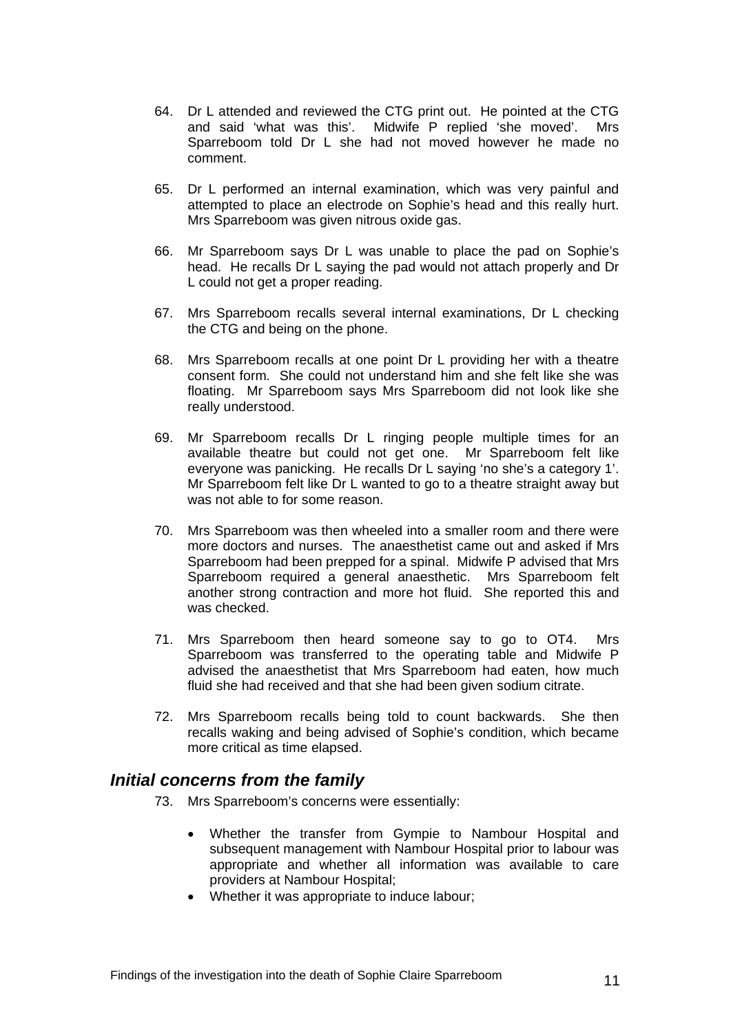64. Dr L attended and reviewed the CTG print out. He pointed at the CTG and said 'what was this'. Midwife P replied 'she moved'. Mrs Sparreboom told Dr L she had not moved however he made no comment.

65. Dr L performed an internal examination, which was very painful and attempted to place an electrode on Sophie's head and this really hurt. Mrs Sparreboom was given nitrous oxide gas.

66. Mr Sparreboom says Dr L was unable to place the pad on Sophie's head. He recalls Dr L saying the pad would not attach properly and Dr L could not get a proper reading.

67. Mrs Sparreboom recalls several internal examinations, Dr L checking the CTG and being on the phone.

68. Mrs Sparreboom recalls at one point Dr L providing her with a theatre consent form. She could not understand him and she felt like she was floating. Mr Sparreboom says Mrs Sparreboom did not look like she really understood.

69. Mr Sparreboom recalls Dr L ringing people multiple times for an available theatre but could not get one. Mr Sparreboom felt like everyone was panicking. He recalls Dr L saying 'no she's a category 1'. Mr Sparreboom felt like Dr L wanted to go to a theatre straight away but was not able to for some reason.

70. Mrs Sparreboom was then wheeled into a smaller room and there were more doctors and nurses. The anaesthetist came out and asked if Mrs Sparreboom had been prepped for a spinal. Midwife P advised that Mrs Sparreboom required a general anaesthetic. Mrs Sparreboom felt another strong contraction and more hot fluid. She reported this and was checked.

71. Mrs Sparreboom then heard someone say to go to OT4. Mrs Sparreboom was transferred to the operating table and Midwife P advised the anaesthetist that Mrs Sparreboom had eaten, how much fluid she had received and that she had been given sodium citrate.

72. Mrs Sparreboom recalls being told to count backwards. She then recalls waking and being advised of Sophie's condition, which became more critical as time elapsed.

## *Initial concerns from the family*

73. Mrs Sparreboom's concerns were essentially:

- Whether the transfer from Gympie to Nambour Hospital and subsequent management with Nambour Hospital prior to labour was appropriate and whether all information was available to care providers at Nambour Hospital;
- Whether it was appropriate to induce labour;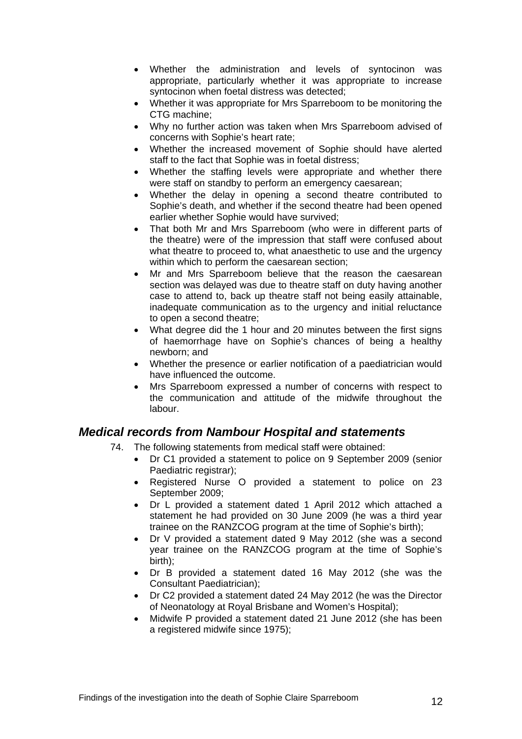- Whether the administration and levels of syntocinon was appropriate, particularly whether it was appropriate to increase syntocinon when foetal distress was detected;
- Whether it was appropriate for Mrs Sparreboom to be monitoring the CTG machine;
- Why no further action was taken when Mrs Sparreboom advised of concerns with Sophie's heart rate;
- Whether the increased movement of Sophie should have alerted staff to the fact that Sophie was in foetal distress;
- Whether the staffing levels were appropriate and whether there were staff on standby to perform an emergency caesarean;
- Whether the delay in opening a second theatre contributed to Sophie's death, and whether if the second theatre had been opened earlier whether Sophie would have survived;
- That both Mr and Mrs Sparreboom (who were in different parts of the theatre) were of the impression that staff were confused about what theatre to proceed to, what anaesthetic to use and the urgency within which to perform the caesarean section;
- Mr and Mrs Sparreboom believe that the reason the caesarean section was delayed was due to theatre staff on duty having another case to attend to, back up theatre staff not being easily attainable, inadequate communication as to the urgency and initial reluctance to open a second theatre;
- What degree did the 1 hour and 20 minutes between the first signs of haemorrhage have on Sophie's chances of being a healthy newborn; and
- Whether the presence or earlier notification of a paediatrician would have influenced the outcome.
- Mrs Sparreboom expressed a number of concerns with respect to the communication and attitude of the midwife throughout the labour.

## *Medical records from Nambour Hospital and statements*

74. The following statements from medical staff were obtained:
    - Dr C1 provided a statement to police on 9 September 2009 (senior Paediatric registrar);
    - Registered Nurse O provided a statement to police on 23 September 2009;
    - Dr L provided a statement dated 1 April 2012 which attached a statement he had provided on 30 June 2009 (he was a third year trainee on the RANZCOG program at the time of Sophie's birth);
    - Dr V provided a statement dated 9 May 2012 (she was a second year trainee on the RANZCOG program at the time of Sophie's birth);
    - Dr B provided a statement dated 16 May 2012 (she was the Consultant Paediatrician);
    - Dr C2 provided a statement dated 24 May 2012 (he was the Director of Neonatology at Royal Brisbane and Women's Hospital);
    - Midwife P provided a statement dated 21 June 2012 (she has been a registered midwife since 1975);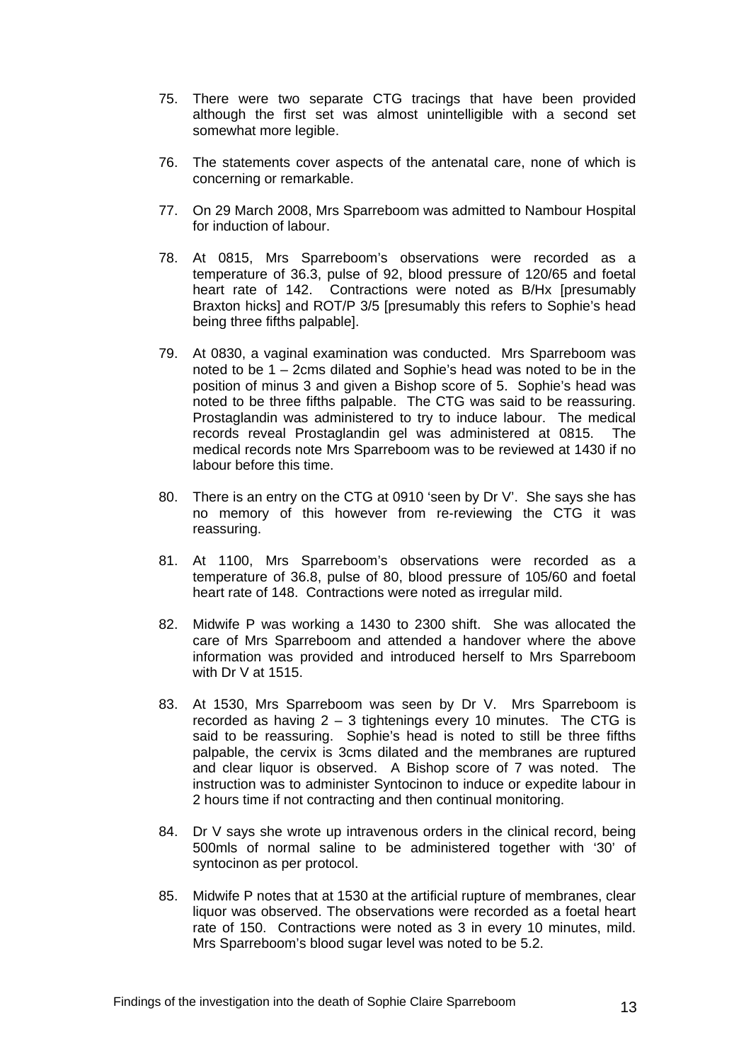75. There were two separate CTG tracings that have been provided although the first set was almost unintelligible with a second set somewhat more legible.

76. The statements cover aspects of the antenatal care, none of which is concerning or remarkable.

77. On 29 March 2008, Mrs Sparreboom was admitted to Nambour Hospital for induction of labour.

78. At 0815, Mrs Sparreboom's observations were recorded as a temperature of 36.3, pulse of 92, blood pressure of 120/65 and foetal heart rate of 142. Contractions were noted as B/Hx [presumably Braxton hicks] and ROT/P 3/5 [presumably this refers to Sophie's head being three fifths palpable].

79. At 0830, a vaginal examination was conducted. Mrs Sparreboom was noted to be 1 – 2cms dilated and Sophie's head was noted to be in the position of minus 3 and given a Bishop score of 5. Sophie's head was noted to be three fifths palpable. The CTG was said to be reassuring. Prostaglandin was administered to try to induce labour. The medical records reveal Prostaglandin gel was administered at 0815. The medical records note Mrs Sparreboom was to be reviewed at 1430 if no labour before this time.

80. There is an entry on the CTG at 0910 'seen by Dr V'. She says she has no memory of this however from re-reviewing the CTG it was reassuring.

81. At 1100, Mrs Sparreboom's observations were recorded as a temperature of 36.8, pulse of 80, blood pressure of 105/60 and foetal heart rate of 148. Contractions were noted as irregular mild.

82. Midwife P was working a 1430 to 2300 shift. She was allocated the care of Mrs Sparreboom and attended a handover where the above information was provided and introduced herself to Mrs Sparreboom with Dr V at 1515.

83. At 1530, Mrs Sparreboom was seen by Dr V. Mrs Sparreboom is recorded as having 2 – 3 tightenings every 10 minutes. The CTG is said to be reassuring. Sophie's head is noted to still be three fifths palpable, the cervix is 3cms dilated and the membranes are ruptured and clear liquor is observed. A Bishop score of 7 was noted. The instruction was to administer Syntocinon to induce or expedite labour in 2 hours time if not contracting and then continual monitoring.

84. Dr V says she wrote up intravenous orders in the clinical record, being 500mls of normal saline to be administered together with '30' of syntocinon as per protocol.

85. Midwife P notes that at 1530 at the artificial rupture of membranes, clear liquor was observed. The observations were recorded as a foetal heart rate of 150. Contractions were noted as 3 in every 10 minutes, mild. Mrs Sparreboom's blood sugar level was noted to be 5.2.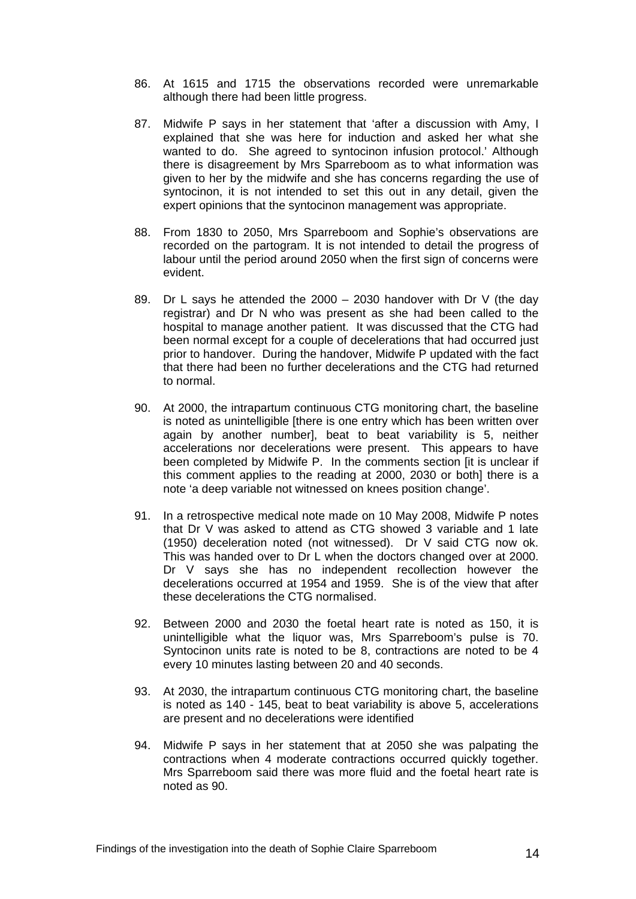86. At 1615 and 1715 the observations recorded were unremarkable although there had been little progress.

87. Midwife P says in her statement that 'after a discussion with Amy, I explained that she was here for induction and asked her what she wanted to do. She agreed to syntocinon infusion protocol.' Although there is disagreement by Mrs Sparreboom as to what information was given to her by the midwife and she has concerns regarding the use of syntocinon, it is not intended to set this out in any detail, given the expert opinions that the syntocinon management was appropriate.

88. From 1830 to 2050, Mrs Sparreboom and Sophie's observations are recorded on the partogram. It is not intended to detail the progress of labour until the period around 2050 when the first sign of concerns were evident.

89. Dr L says he attended the 2000 – 2030 handover with Dr V (the day registrar) and Dr N who was present as she had been called to the hospital to manage another patient. It was discussed that the CTG had been normal except for a couple of decelerations that had occurred just prior to handover. During the handover, Midwife P updated with the fact that there had been no further decelerations and the CTG had returned to normal.

90. At 2000, the intrapartum continuous CTG monitoring chart, the baseline is noted as unintelligible [there is one entry which has been written over again by another number], beat to beat variability is 5, neither accelerations nor decelerations were present. This appears to have been completed by Midwife P. In the comments section [it is unclear if this comment applies to the reading at 2000, 2030 or both] there is a note 'a deep variable not witnessed on knees position change'.

91. In a retrospective medical note made on 10 May 2008, Midwife P notes that Dr V was asked to attend as CTG showed 3 variable and 1 late (1950) deceleration noted (not witnessed). Dr V said CTG now ok. This was handed over to Dr L when the doctors changed over at 2000. Dr V says she has no independent recollection however the decelerations occurred at 1954 and 1959. She is of the view that after these decelerations the CTG normalised.

92. Between 2000 and 2030 the foetal heart rate is noted as 150, it is unintelligible what the liquor was, Mrs Sparreboom's pulse is 70. Syntocinon units rate is noted to be 8, contractions are noted to be 4 every 10 minutes lasting between 20 and 40 seconds.

93. At 2030, the intrapartum continuous CTG monitoring chart, the baseline is noted as 140 - 145, beat to beat variability is above 5, accelerations are present and no decelerations were identified

94. Midwife P says in her statement that at 2050 she was palpating the contractions when 4 moderate contractions occurred quickly together. Mrs Sparreboom said there was more fluid and the foetal heart rate is noted as 90.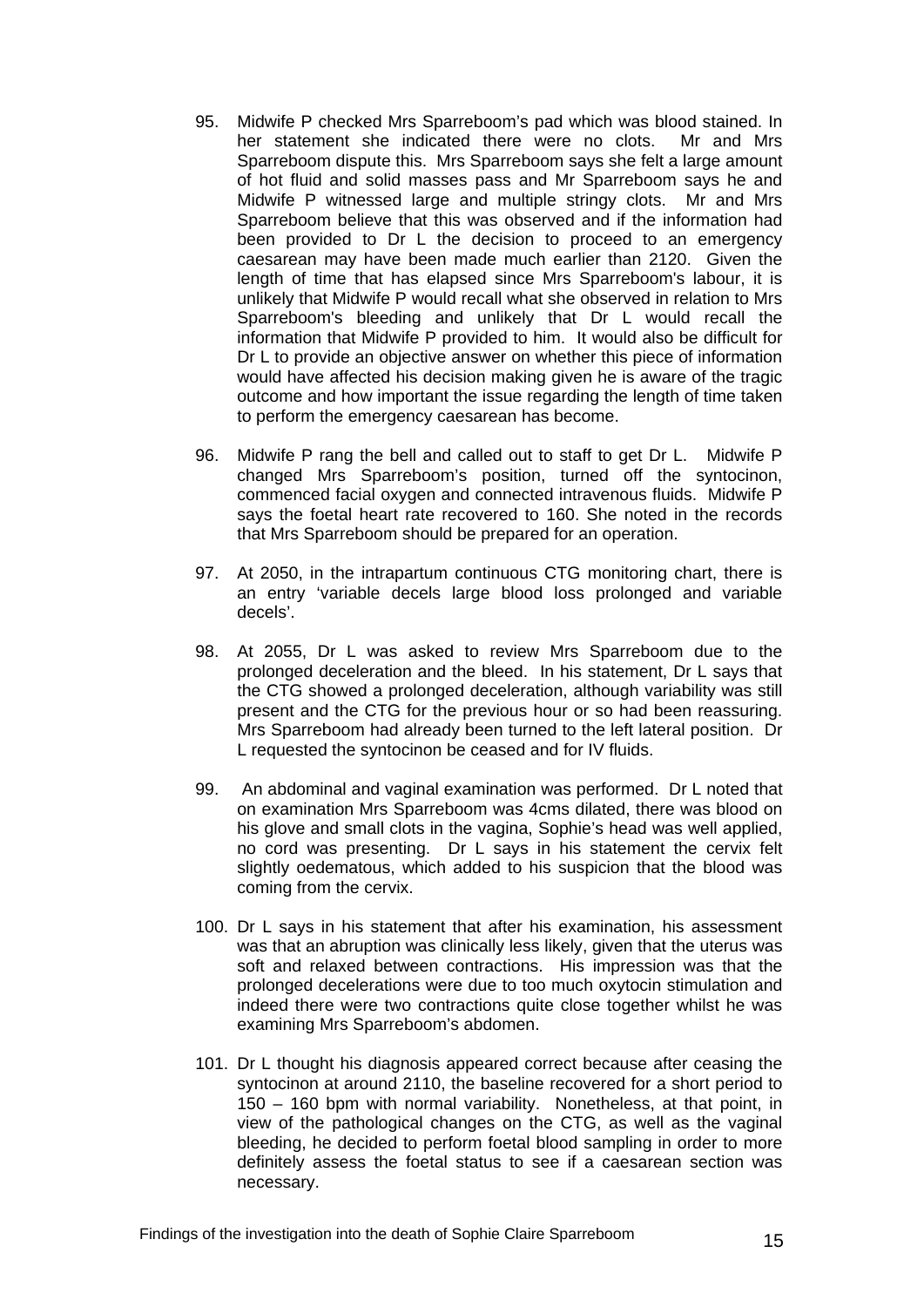95. Midwife P checked Mrs Sparreboom's pad which was blood stained. In her statement she indicated there were no clots. Mr and Mrs Sparreboom dispute this. Mrs Sparreboom says she felt a large amount of hot fluid and solid masses pass and Mr Sparreboom says he and Midwife P witnessed large and multiple stringy clots. Mr and Mrs Sparreboom believe that this was observed and if the information had been provided to Dr L the decision to proceed to an emergency caesarean may have been made much earlier than 2120. Given the length of time that has elapsed since Mrs Sparreboom's labour, it is unlikely that Midwife P would recall what she observed in relation to Mrs Sparreboom's bleeding and unlikely that Dr L would recall the information that Midwife P provided to him. It would also be difficult for Dr L to provide an objective answer on whether this piece of information would have affected his decision making given he is aware of the tragic outcome and how important the issue regarding the length of time taken to perform the emergency caesarean has become.

96. Midwife P rang the bell and called out to staff to get Dr L. Midwife P changed Mrs Sparreboom's position, turned off the syntocinon, commenced facial oxygen and connected intravenous fluids. Midwife P says the foetal heart rate recovered to 160. She noted in the records that Mrs Sparreboom should be prepared for an operation.

97. At 2050, in the intrapartum continuous CTG monitoring chart, there is an entry 'variable decels large blood loss prolonged and variable decels'.

98. At 2055, Dr L was asked to review Mrs Sparreboom due to the prolonged deceleration and the bleed. In his statement, Dr L says that the CTG showed a prolonged deceleration, although variability was still present and the CTG for the previous hour or so had been reassuring. Mrs Sparreboom had already been turned to the left lateral position. Dr L requested the syntocinon be ceased and for IV fluids.

99. An abdominal and vaginal examination was performed. Dr L noted that on examination Mrs Sparreboom was 4cms dilated, there was blood on his glove and small clots in the vagina, Sophie's head was well applied, no cord was presenting. Dr L says in his statement the cervix felt slightly oedematous, which added to his suspicion that the blood was coming from the cervix.

100. Dr L says in his statement that after his examination, his assessment was that an abruption was clinically less likely, given that the uterus was soft and relaxed between contractions. His impression was that the prolonged decelerations were due to too much oxytocin stimulation and indeed there were two contractions quite close together whilst he was examining Mrs Sparreboom's abdomen.

101. Dr L thought his diagnosis appeared correct because after ceasing the syntocinon at around 2110, the baseline recovered for a short period to 150 – 160 bpm with normal variability. Nonetheless, at that point, in view of the pathological changes on the CTG, as well as the vaginal bleeding, he decided to perform foetal blood sampling in order to more definitely assess the foetal status to see if a caesarean section was necessary.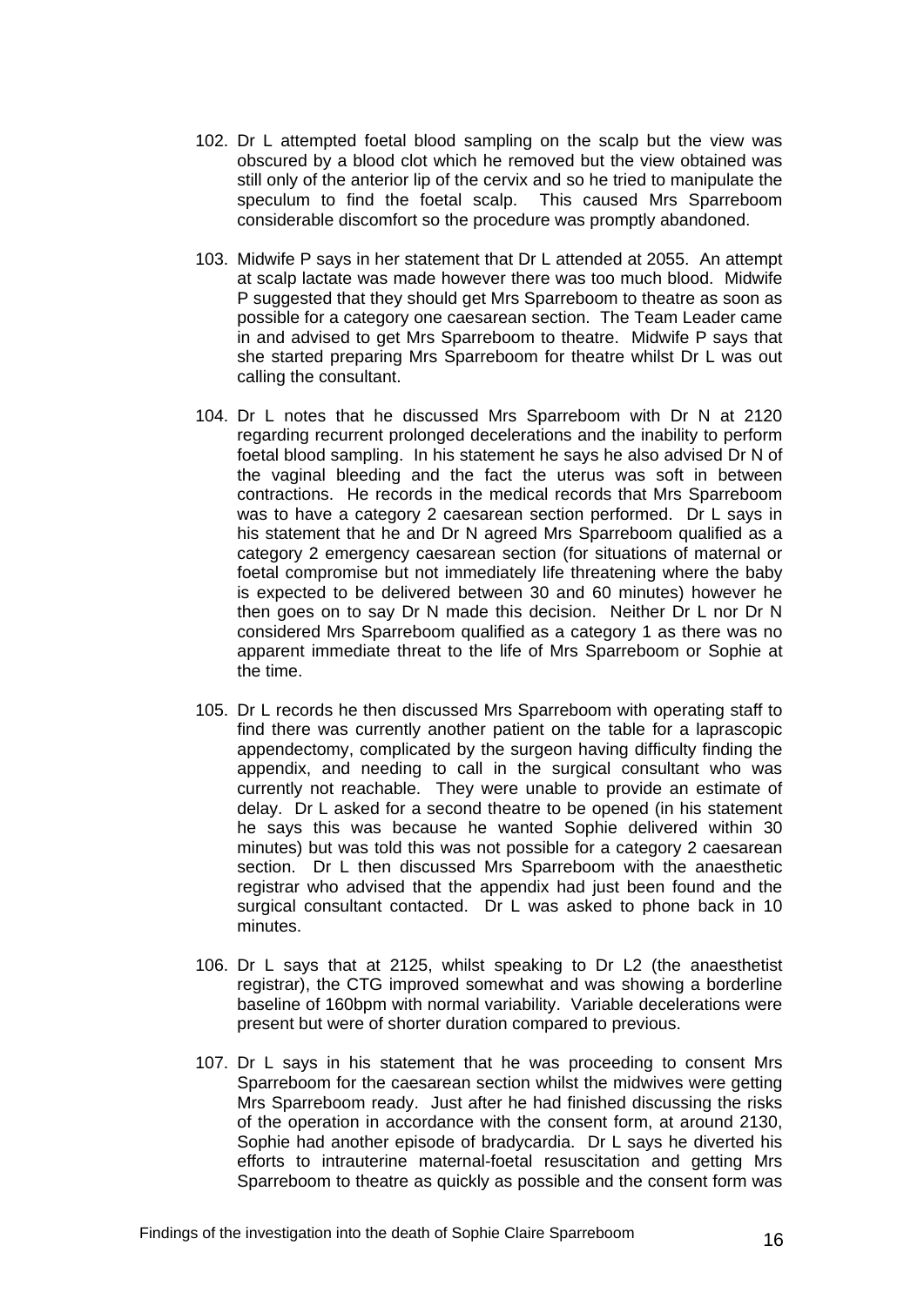102. Dr L attempted foetal blood sampling on the scalp but the view was obscured by a blood clot which he removed but the view obtained was still only of the anterior lip of the cervix and so he tried to manipulate the speculum to find the foetal scalp. This caused Mrs Sparreboom considerable discomfort so the procedure was promptly abandoned.

103. Midwife P says in her statement that Dr L attended at 2055. An attempt at scalp lactate was made however there was too much blood. Midwife P suggested that they should get Mrs Sparreboom to theatre as soon as possible for a category one caesarean section. The Team Leader came in and advised to get Mrs Sparreboom to theatre. Midwife P says that she started preparing Mrs Sparreboom for theatre whilst Dr L was out calling the consultant.

104. Dr L notes that he discussed Mrs Sparreboom with Dr N at 2120 regarding recurrent prolonged decelerations and the inability to perform foetal blood sampling. In his statement he says he also advised Dr N of the vaginal bleeding and the fact the uterus was soft in between contractions. He records in the medical records that Mrs Sparreboom was to have a category 2 caesarean section performed. Dr L says in his statement that he and Dr N agreed Mrs Sparreboom qualified as a category 2 emergency caesarean section (for situations of maternal or foetal compromise but not immediately life threatening where the baby is expected to be delivered between 30 and 60 minutes) however he then goes on to say Dr N made this decision. Neither Dr L nor Dr N considered Mrs Sparreboom qualified as a category 1 as there was no apparent immediate threat to the life of Mrs Sparreboom or Sophie at the time.

105. Dr L records he then discussed Mrs Sparreboom with operating staff to find there was currently another patient on the table for a laprascopic appendectomy, complicated by the surgeon having difficulty finding the appendix, and needing to call in the surgical consultant who was currently not reachable. They were unable to provide an estimate of delay. Dr L asked for a second theatre to be opened (in his statement he says this was because he wanted Sophie delivered within 30 minutes) but was told this was not possible for a category 2 caesarean section. Dr L then discussed Mrs Sparreboom with the anaesthetic registrar who advised that the appendix had just been found and the surgical consultant contacted. Dr L was asked to phone back in 10 minutes.

106. Dr L says that at 2125, whilst speaking to Dr L2 (the anaesthetist registrar), the CTG improved somewhat and was showing a borderline baseline of 160bpm with normal variability. Variable decelerations were present but were of shorter duration compared to previous.

107. Dr L says in his statement that he was proceeding to consent Mrs Sparreboom for the caesarean section whilst the midwives were getting Mrs Sparreboom ready. Just after he had finished discussing the risks of the operation in accordance with the consent form, at around 2130, Sophie had another episode of bradycardia. Dr L says he diverted his efforts to intrauterine maternal-foetal resuscitation and getting Mrs Sparreboom to theatre as quickly as possible and the consent form was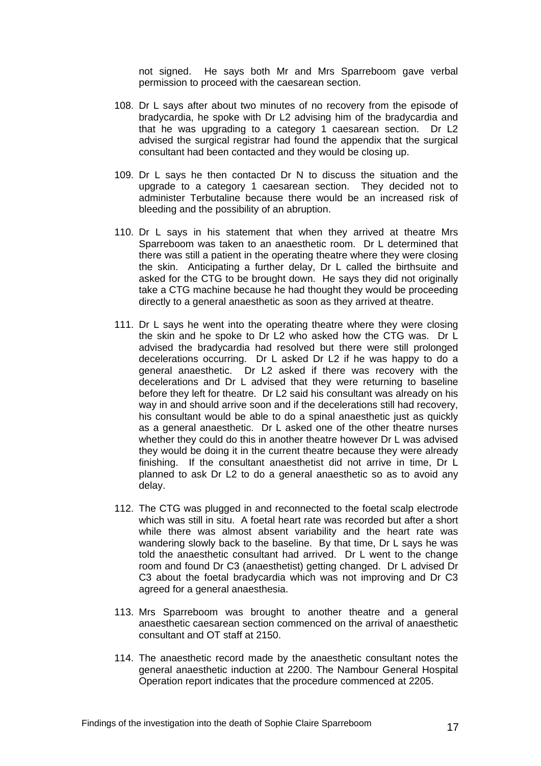not signed. He says both Mr and Mrs Sparreboom gave verbal permission to proceed with the caesarean section.

108. Dr L says after about two minutes of no recovery from the episode of bradycardia, he spoke with Dr L2 advising him of the bradycardia and that he was upgrading to a category 1 caesarean section. Dr L2 advised the surgical registrar had found the appendix that the surgical consultant had been contacted and they would be closing up.

109. Dr L says he then contacted Dr N to discuss the situation and the upgrade to a category 1 caesarean section. They decided not to administer Terbutaline because there would be an increased risk of bleeding and the possibility of an abruption.

110. Dr L says in his statement that when they arrived at theatre Mrs Sparreboom was taken to an anaesthetic room. Dr L determined that there was still a patient in the operating theatre where they were closing the skin. Anticipating a further delay, Dr L called the birthsuite and asked for the CTG to be brought down. He says they did not originally take a CTG machine because he had thought they would be proceeding directly to a general anaesthetic as soon as they arrived at theatre.

111. Dr L says he went into the operating theatre where they were closing the skin and he spoke to Dr L2 who asked how the CTG was. Dr L advised the bradycardia had resolved but there were still prolonged decelerations occurring. Dr L asked Dr L2 if he was happy to do a general anaesthetic. Dr L2 asked if there was recovery with the decelerations and Dr L advised that they were returning to baseline before they left for theatre. Dr L2 said his consultant was already on his way in and should arrive soon and if the decelerations still had recovery, his consultant would be able to do a spinal anaesthetic just as quickly as a general anaesthetic. Dr L asked one of the other theatre nurses whether they could do this in another theatre however Dr L was advised they would be doing it in the current theatre because they were already finishing. If the consultant anaesthetist did not arrive in time, Dr L planned to ask Dr L2 to do a general anaesthetic so as to avoid any delay.

112. The CTG was plugged in and reconnected to the foetal scalp electrode which was still in situ. A foetal heart rate was recorded but after a short while there was almost absent variability and the heart rate was wandering slowly back to the baseline. By that time, Dr L says he was told the anaesthetic consultant had arrived. Dr L went to the change room and found Dr C3 (anaesthetist) getting changed. Dr L advised Dr C3 about the foetal bradycardia which was not improving and Dr C3 agreed for a general anaesthesia.

113. Mrs Sparreboom was brought to another theatre and a general anaesthetic caesarean section commenced on the arrival of anaesthetic consultant and OT staff at 2150.

114. The anaesthetic record made by the anaesthetic consultant notes the general anaesthetic induction at 2200. The Nambour General Hospital Operation report indicates that the procedure commenced at 2205.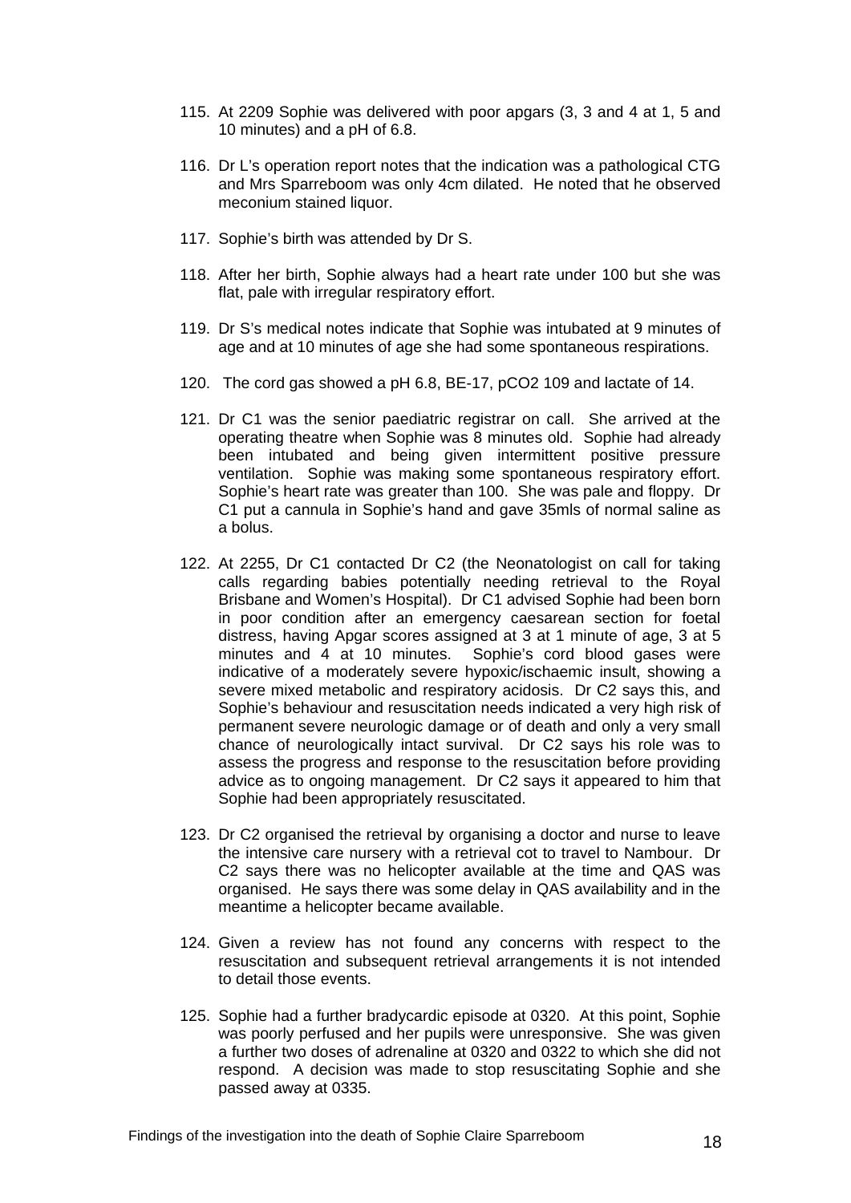115. At 2209 Sophie was delivered with poor apgars (3, 3 and 4 at 1, 5 and 10 minutes) and a pH of 6.8.

116. Dr L's operation report notes that the indication was a pathological CTG and Mrs Sparreboom was only 4cm dilated. He noted that he observed meconium stained liquor.

117. Sophie's birth was attended by Dr S.

118. After her birth, Sophie always had a heart rate under 100 but she was flat, pale with irregular respiratory effort.

119. Dr S's medical notes indicate that Sophie was intubated at 9 minutes of age and at 10 minutes of age she had some spontaneous respirations.

120. The cord gas showed a pH 6.8, BE-17, pCO2 109 and lactate of 14.

121. Dr C1 was the senior paediatric registrar on call. She arrived at the operating theatre when Sophie was 8 minutes old. Sophie had already been intubated and being given intermittent positive pressure ventilation. Sophie was making some spontaneous respiratory effort. Sophie's heart rate was greater than 100. She was pale and floppy. Dr C1 put a cannula in Sophie's hand and gave 35mls of normal saline as a bolus.

122. At 2255, Dr C1 contacted Dr C2 (the Neonatologist on call for taking calls regarding babies potentially needing retrieval to the Royal Brisbane and Women's Hospital). Dr C1 advised Sophie had been born in poor condition after an emergency caesarean section for foetal distress, having Apgar scores assigned at 3 at 1 minute of age, 3 at 5 minutes and 4 at 10 minutes. Sophie's cord blood gases were indicative of a moderately severe hypoxic/ischaemic insult, showing a severe mixed metabolic and respiratory acidosis. Dr C2 says this, and Sophie's behaviour and resuscitation needs indicated a very high risk of permanent severe neurologic damage or of death and only a very small chance of neurologically intact survival. Dr C2 says his role was to assess the progress and response to the resuscitation before providing advice as to ongoing management. Dr C2 says it appeared to him that Sophie had been appropriately resuscitated.

123. Dr C2 organised the retrieval by organising a doctor and nurse to leave the intensive care nursery with a retrieval cot to travel to Nambour. Dr C2 says there was no helicopter available at the time and QAS was organised. He says there was some delay in QAS availability and in the meantime a helicopter became available.

124. Given a review has not found any concerns with respect to the resuscitation and subsequent retrieval arrangements it is not intended to detail those events.

125. Sophie had a further bradycardic episode at 0320. At this point, Sophie was poorly perfused and her pupils were unresponsive. She was given a further two doses of adrenaline at 0320 and 0322 to which she did not respond. A decision was made to stop resuscitating Sophie and she passed away at 0335.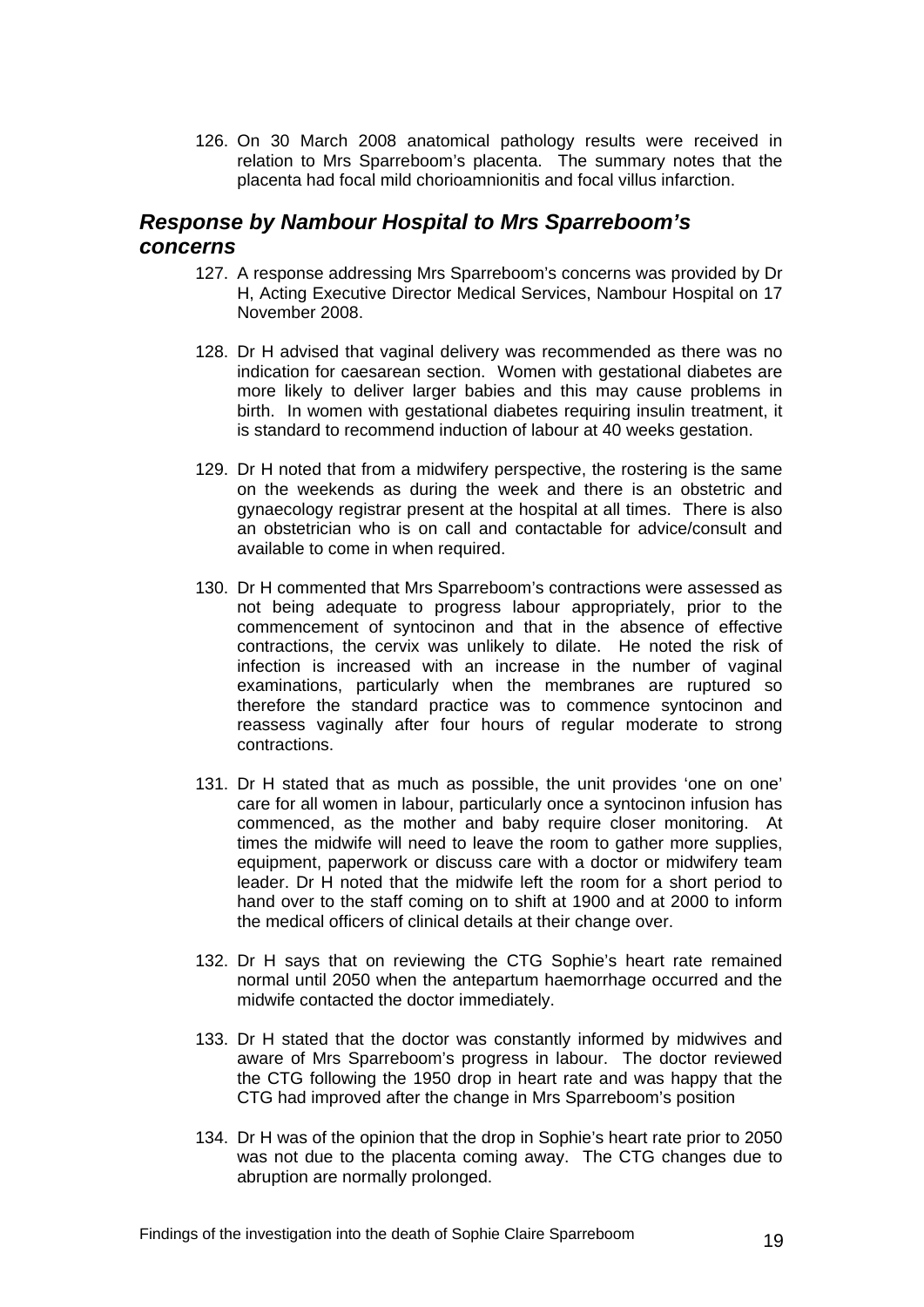126. On 30 March 2008 anatomical pathology results were received in relation to Mrs Sparreboom's placenta. The summary notes that the placenta had focal mild chorioamnionitis and focal villus infarction.

## *Response by Nambour Hospital to Mrs Sparreboom's concerns*

127. A response addressing Mrs Sparreboom's concerns was provided by Dr H, Acting Executive Director Medical Services, Nambour Hospital on 17 November 2008.

128. Dr H advised that vaginal delivery was recommended as there was no indication for caesarean section. Women with gestational diabetes are more likely to deliver larger babies and this may cause problems in birth. In women with gestational diabetes requiring insulin treatment, it is standard to recommend induction of labour at 40 weeks gestation.

129. Dr H noted that from a midwifery perspective, the rostering is the same on the weekends as during the week and there is an obstetric and gynaecology registrar present at the hospital at all times. There is also an obstetrician who is on call and contactable for advice/consult and available to come in when required.

130. Dr H commented that Mrs Sparreboom's contractions were assessed as not being adequate to progress labour appropriately, prior to the commencement of syntocinon and that in the absence of effective contractions, the cervix was unlikely to dilate. He noted the risk of infection is increased with an increase in the number of vaginal examinations, particularly when the membranes are ruptured so therefore the standard practice was to commence syntocinon and reassess vaginally after four hours of regular moderate to strong contractions.

131. Dr H stated that as much as possible, the unit provides 'one on one' care for all women in labour, particularly once a syntocinon infusion has commenced, as the mother and baby require closer monitoring. At times the midwife will need to leave the room to gather more supplies, equipment, paperwork or discuss care with a doctor or midwifery team leader. Dr H noted that the midwife left the room for a short period to hand over to the staff coming on to shift at 1900 and at 2000 to inform the medical officers of clinical details at their change over.

132. Dr H says that on reviewing the CTG Sophie's heart rate remained normal until 2050 when the antepartum haemorrhage occurred and the midwife contacted the doctor immediately.

133. Dr H stated that the doctor was constantly informed by midwives and aware of Mrs Sparreboom's progress in labour. The doctor reviewed the CTG following the 1950 drop in heart rate and was happy that the CTG had improved after the change in Mrs Sparreboom's position

134. Dr H was of the opinion that the drop in Sophie's heart rate prior to 2050 was not due to the placenta coming away. The CTG changes due to abruption are normally prolonged.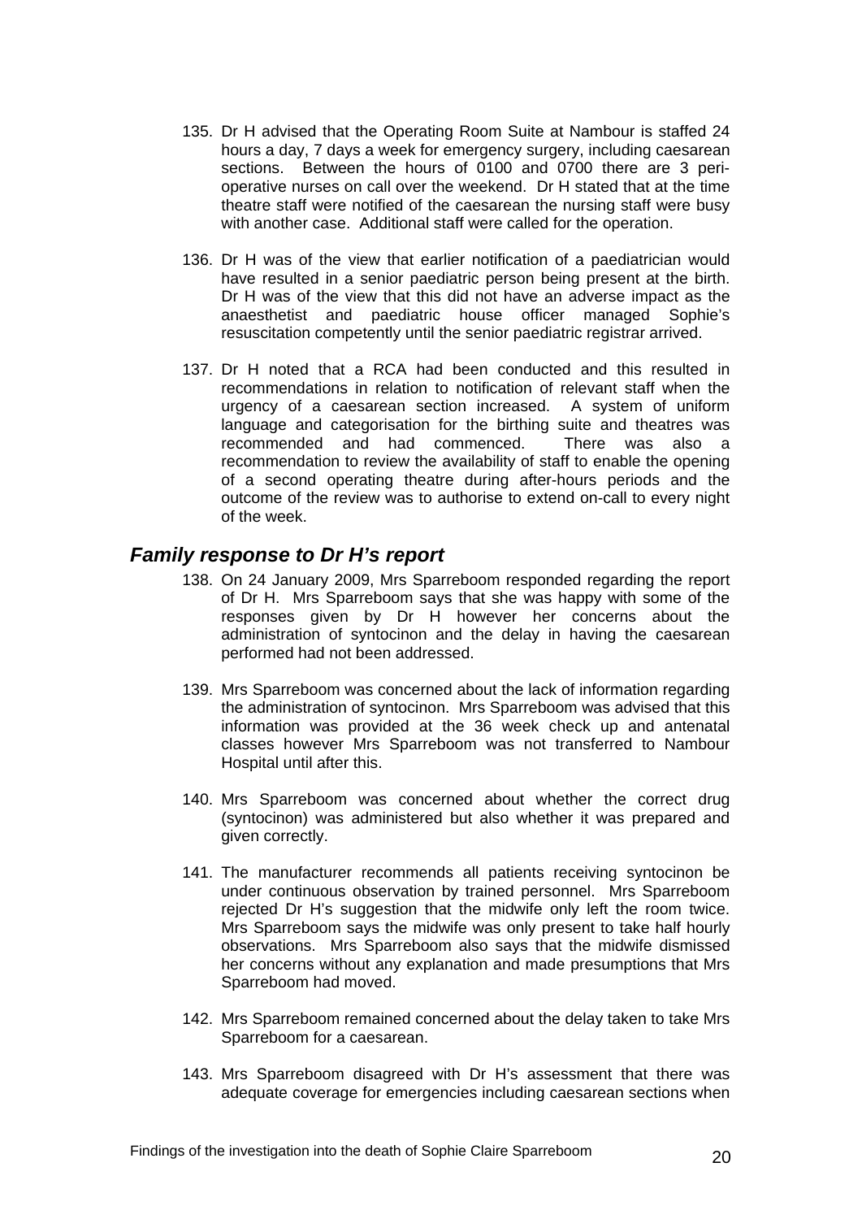135. Dr H advised that the Operating Room Suite at Nambour is staffed 24 hours a day, 7 days a week for emergency surgery, including caesarean sections. Between the hours of 0100 and 0700 there are 3 peri-operative nurses on call over the weekend. Dr H stated that at the time theatre staff were notified of the caesarean the nursing staff were busy with another case. Additional staff were called for the operation.

136. Dr H was of the view that earlier notification of a paediatrician would have resulted in a senior paediatric person being present at the birth. Dr H was of the view that this did not have an adverse impact as the anaesthetist and paediatric house officer managed Sophie's resuscitation competently until the senior paediatric registrar arrived.

137. Dr H noted that a RCA had been conducted and this resulted in recommendations in relation to notification of relevant staff when the urgency of a caesarean section increased. A system of uniform language and categorisation for the birthing suite and theatres was recommended and had commenced. There was also a recommendation to review the availability of staff to enable the opening of a second operating theatre during after-hours periods and the outcome of the review was to authorise to extend on-call to every night of the week.

## *Family response to Dr H's report*

138. On 24 January 2009, Mrs Sparreboom responded regarding the report of Dr H. Mrs Sparreboom says that she was happy with some of the responses given by Dr H however her concerns about the administration of syntocinon and the delay in having the caesarean performed had not been addressed.

139. Mrs Sparreboom was concerned about the lack of information regarding the administration of syntocinon. Mrs Sparreboom was advised that this information was provided at the 36 week check up and antenatal classes however Mrs Sparreboom was not transferred to Nambour Hospital until after this.

140. Mrs Sparreboom was concerned about whether the correct drug (syntocinon) was administered but also whether it was prepared and given correctly.

141. The manufacturer recommends all patients receiving syntocinon be under continuous observation by trained personnel. Mrs Sparreboom rejected Dr H's suggestion that the midwife only left the room twice. Mrs Sparreboom says the midwife was only present to take half hourly observations. Mrs Sparreboom also says that the midwife dismissed her concerns without any explanation and made presumptions that Mrs Sparreboom had moved.

142. Mrs Sparreboom remained concerned about the delay taken to take Mrs Sparreboom for a caesarean.

143. Mrs Sparreboom disagreed with Dr H's assessment that there was adequate coverage for emergencies including caesarean sections when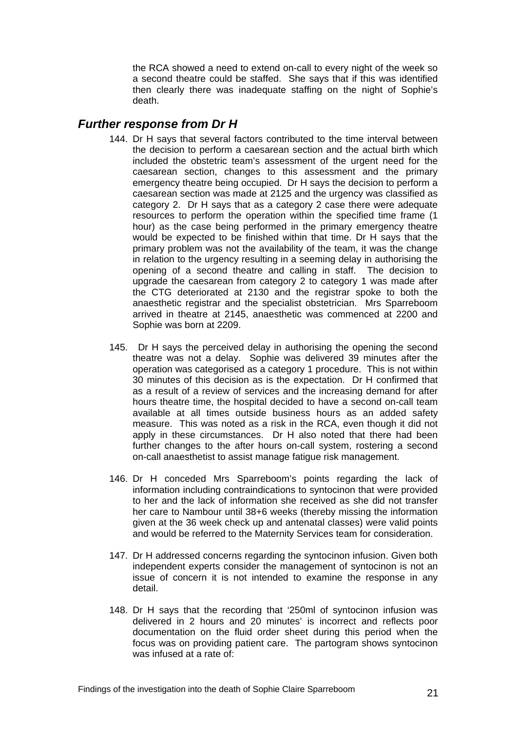the RCA showed a need to extend on-call to every night of the week so a second theatre could be staffed. She says that if this was identified then clearly there was inadequate staffing on the night of Sophie's death.

## *Further response from Dr H*

144. Dr H says that several factors contributed to the time interval between the decision to perform a caesarean section and the actual birth which included the obstetric team's assessment of the urgent need for the caesarean section, changes to this assessment and the primary emergency theatre being occupied. Dr H says the decision to perform a caesarean section was made at 2125 and the urgency was classified as category 2. Dr H says that as a category 2 case there were adequate resources to perform the operation within the specified time frame (1 hour) as the case being performed in the primary emergency theatre would be expected to be finished within that time. Dr H says that the primary problem was not the availability of the team, it was the change in relation to the urgency resulting in a seeming delay in authorising the opening of a second theatre and calling in staff. The decision to upgrade the caesarean from category 2 to category 1 was made after the CTG deteriorated at 2130 and the registrar spoke to both the anaesthetic registrar and the specialist obstetrician. Mrs Sparreboom arrived in theatre at 2145, anaesthetic was commenced at 2200 and Sophie was born at 2209.

145. Dr H says the perceived delay in authorising the opening the second theatre was not a delay. Sophie was delivered 39 minutes after the operation was categorised as a category 1 procedure. This is not within 30 minutes of this decision as is the expectation. Dr H confirmed that as a result of a review of services and the increasing demand for after hours theatre time, the hospital decided to have a second on-call team available at all times outside business hours as an added safety measure. This was noted as a risk in the RCA, even though it did not apply in these circumstances. Dr H also noted that there had been further changes to the after hours on-call system, rostering a second on-call anaesthetist to assist manage fatigue risk management.

146. Dr H conceded Mrs Sparreboom's points regarding the lack of information including contraindications to syntocinon that were provided to her and the lack of information she received as she did not transfer her care to Nambour until 38+6 weeks (thereby missing the information given at the 36 week check up and antenatal classes) were valid points and would be referred to the Maternity Services team for consideration.

147. Dr H addressed concerns regarding the syntocinon infusion. Given both independent experts consider the management of syntocinon is not an issue of concern it is not intended to examine the response in any detail.

148. Dr H says that the recording that '250ml of syntocinon infusion was delivered in 2 hours and 20 minutes' is incorrect and reflects poor documentation on the fluid order sheet during this period when the focus was on providing patient care. The partogram shows syntocinon was infused at a rate of: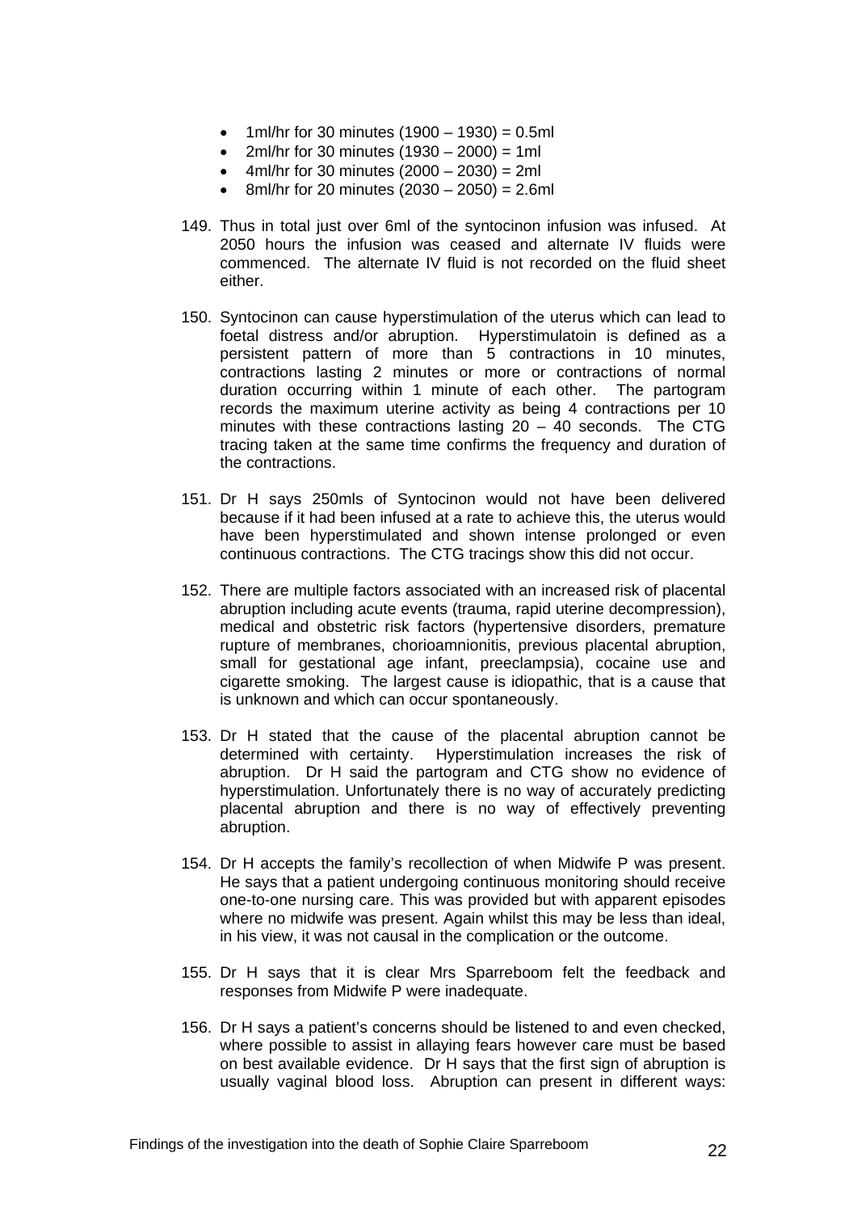- 1ml/hr for 30 minutes (1900 – 1930) = 0.5ml
- 2ml/hr for 30 minutes (1930 – 2000) = 1ml
- 4ml/hr for 30 minutes (2000 – 2030) = 2ml
- 8ml/hr for 20 minutes (2030 – 2050) = 2.6ml

149. Thus in total just over 6ml of the syntocinon infusion was infused. At 2050 hours the infusion was ceased and alternate IV fluids were commenced. The alternate IV fluid is not recorded on the fluid sheet either.

150. Syntocinon can cause hyperstimulation of the uterus which can lead to foetal distress and/or abruption. Hyperstimulatoin is defined as a persistent pattern of more than 5 contractions in 10 minutes, contractions lasting 2 minutes or more or contractions of normal duration occurring within 1 minute of each other. The partogram records the maximum uterine activity as being 4 contractions per 10 minutes with these contractions lasting 20 – 40 seconds. The CTG tracing taken at the same time confirms the frequency and duration of the contractions.

151. Dr H says 250mls of Syntocinon would not have been delivered because if it had been infused at a rate to achieve this, the uterus would have been hyperstimulated and shown intense prolonged or even continuous contractions. The CTG tracings show this did not occur.

152. There are multiple factors associated with an increased risk of placental abruption including acute events (trauma, rapid uterine decompression), medical and obstetric risk factors (hypertensive disorders, premature rupture of membranes, chorioamnionitis, previous placental abruption, small for gestational age infant, preeclampsia), cocaine use and cigarette smoking. The largest cause is idiopathic, that is a cause that is unknown and which can occur spontaneously.

153. Dr H stated that the cause of the placental abruption cannot be determined with certainty. Hyperstimulation increases the risk of abruption. Dr H said the partogram and CTG show no evidence of hyperstimulation. Unfortunately there is no way of accurately predicting placental abruption and there is no way of effectively preventing abruption.

154. Dr H accepts the family's recollection of when Midwife P was present. He says that a patient undergoing continuous monitoring should receive one-to-one nursing care. This was provided but with apparent episodes where no midwife was present. Again whilst this may be less than ideal, in his view, it was not causal in the complication or the outcome.

155. Dr H says that it is clear Mrs Sparreboom felt the feedback and responses from Midwife P were inadequate.

156. Dr H says a patient's concerns should be listened to and even checked, where possible to assist in allaying fears however care must be based on best available evidence. Dr H says that the first sign of abruption is usually vaginal blood loss. Abruption can present in different ways: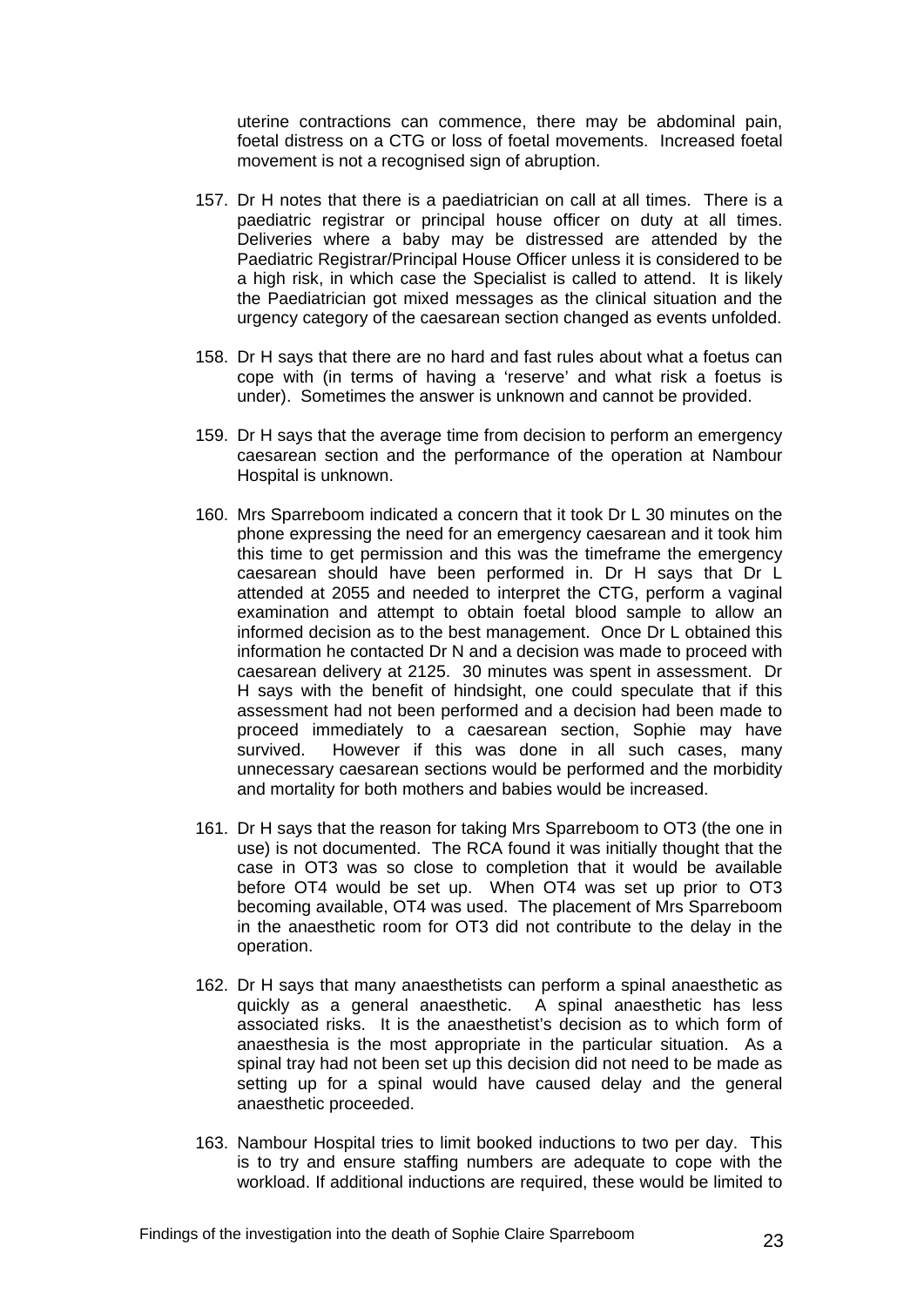uterine contractions can commence, there may be abdominal pain, foetal distress on a CTG or loss of foetal movements. Increased foetal movement is not a recognised sign of abruption.

157. Dr H notes that there is a paediatrician on call at all times. There is a paediatric registrar or principal house officer on duty at all times. Deliveries where a baby may be distressed are attended by the Paediatric Registrar/Principal House Officer unless it is considered to be a high risk, in which case the Specialist is called to attend. It is likely the Paediatrician got mixed messages as the clinical situation and the urgency category of the caesarean section changed as events unfolded.

158. Dr H says that there are no hard and fast rules about what a foetus can cope with (in terms of having a 'reserve' and what risk a foetus is under). Sometimes the answer is unknown and cannot be provided.

159. Dr H says that the average time from decision to perform an emergency caesarean section and the performance of the operation at Nambour Hospital is unknown.

160. Mrs Sparreboom indicated a concern that it took Dr L 30 minutes on the phone expressing the need for an emergency caesarean and it took him this time to get permission and this was the timeframe the emergency caesarean should have been performed in. Dr H says that Dr L attended at 2055 and needed to interpret the CTG, perform a vaginal examination and attempt to obtain foetal blood sample to allow an informed decision as to the best management. Once Dr L obtained this information he contacted Dr N and a decision was made to proceed with caesarean delivery at 2125. 30 minutes was spent in assessment. Dr H says with the benefit of hindsight, one could speculate that if this assessment had not been performed and a decision had been made to proceed immediately to a caesarean section, Sophie may have survived. However if this was done in all such cases, many unnecessary caesarean sections would be performed and the morbidity and mortality for both mothers and babies would be increased.

161. Dr H says that the reason for taking Mrs Sparreboom to OT3 (the one in use) is not documented. The RCA found it was initially thought that the case in OT3 was so close to completion that it would be available before OT4 would be set up. When OT4 was set up prior to OT3 becoming available, OT4 was used. The placement of Mrs Sparreboom in the anaesthetic room for OT3 did not contribute to the delay in the operation.

162. Dr H says that many anaesthetists can perform a spinal anaesthetic as quickly as a general anaesthetic. A spinal anaesthetic has less associated risks. It is the anaesthetist's decision as to which form of anaesthesia is the most appropriate in the particular situation. As a spinal tray had not been set up this decision did not need to be made as setting up for a spinal would have caused delay and the general anaesthetic proceeded.

163. Nambour Hospital tries to limit booked inductions to two per day. This is to try and ensure staffing numbers are adequate to cope with the workload. If additional inductions are required, these would be limited to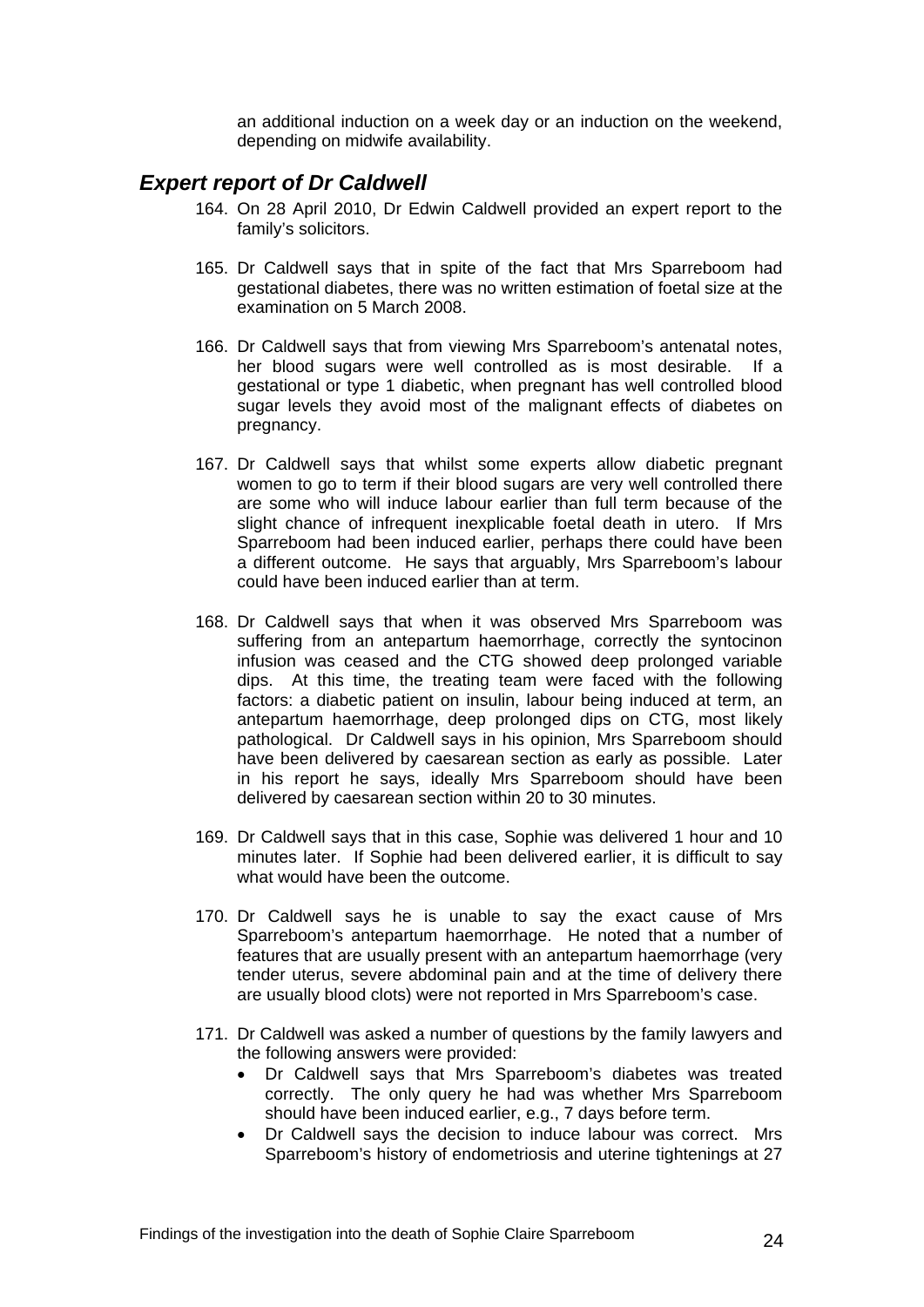an additional induction on a week day or an induction on the weekend, depending on midwife availability.

## *Expert report of Dr Caldwell*

164. On 28 April 2010, Dr Edwin Caldwell provided an expert report to the family's solicitors.

165. Dr Caldwell says that in spite of the fact that Mrs Sparreboom had gestational diabetes, there was no written estimation of foetal size at the examination on 5 March 2008.

166. Dr Caldwell says that from viewing Mrs Sparreboom's antenatal notes, her blood sugars were well controlled as is most desirable. If a gestational or type 1 diabetic, when pregnant has well controlled blood sugar levels they avoid most of the malignant effects of diabetes on pregnancy.

167. Dr Caldwell says that whilst some experts allow diabetic pregnant women to go to term if their blood sugars are very well controlled there are some who will induce labour earlier than full term because of the slight chance of infrequent inexplicable foetal death in utero. If Mrs Sparreboom had been induced earlier, perhaps there could have been a different outcome. He says that arguably, Mrs Sparreboom's labour could have been induced earlier than at term.

168. Dr Caldwell says that when it was observed Mrs Sparreboom was suffering from an antepartum haemorrhage, correctly the syntocinon infusion was ceased and the CTG showed deep prolonged variable dips. At this time, the treating team were faced with the following factors: a diabetic patient on insulin, labour being induced at term, an antepartum haemorrhage, deep prolonged dips on CTG, most likely pathological. Dr Caldwell says in his opinion, Mrs Sparreboom should have been delivered by caesarean section as early as possible. Later in his report he says, ideally Mrs Sparreboom should have been delivered by caesarean section within 20 to 30 minutes.

169. Dr Caldwell says that in this case, Sophie was delivered 1 hour and 10 minutes later. If Sophie had been delivered earlier, it is difficult to say what would have been the outcome.

170. Dr Caldwell says he is unable to say the exact cause of Mrs Sparreboom's antepartum haemorrhage. He noted that a number of features that are usually present with an antepartum haemorrhage (very tender uterus, severe abdominal pain and at the time of delivery there are usually blood clots) were not reported in Mrs Sparreboom's case.

171. Dr Caldwell was asked a number of questions by the family lawyers and the following answers were provided:
    - Dr Caldwell says that Mrs Sparreboom's diabetes was treated correctly. The only query he had was whether Mrs Sparreboom should have been induced earlier, e.g., 7 days before term.
    - Dr Caldwell says the decision to induce labour was correct. Mrs Sparreboom's history of endometriosis and uterine tightenings at 27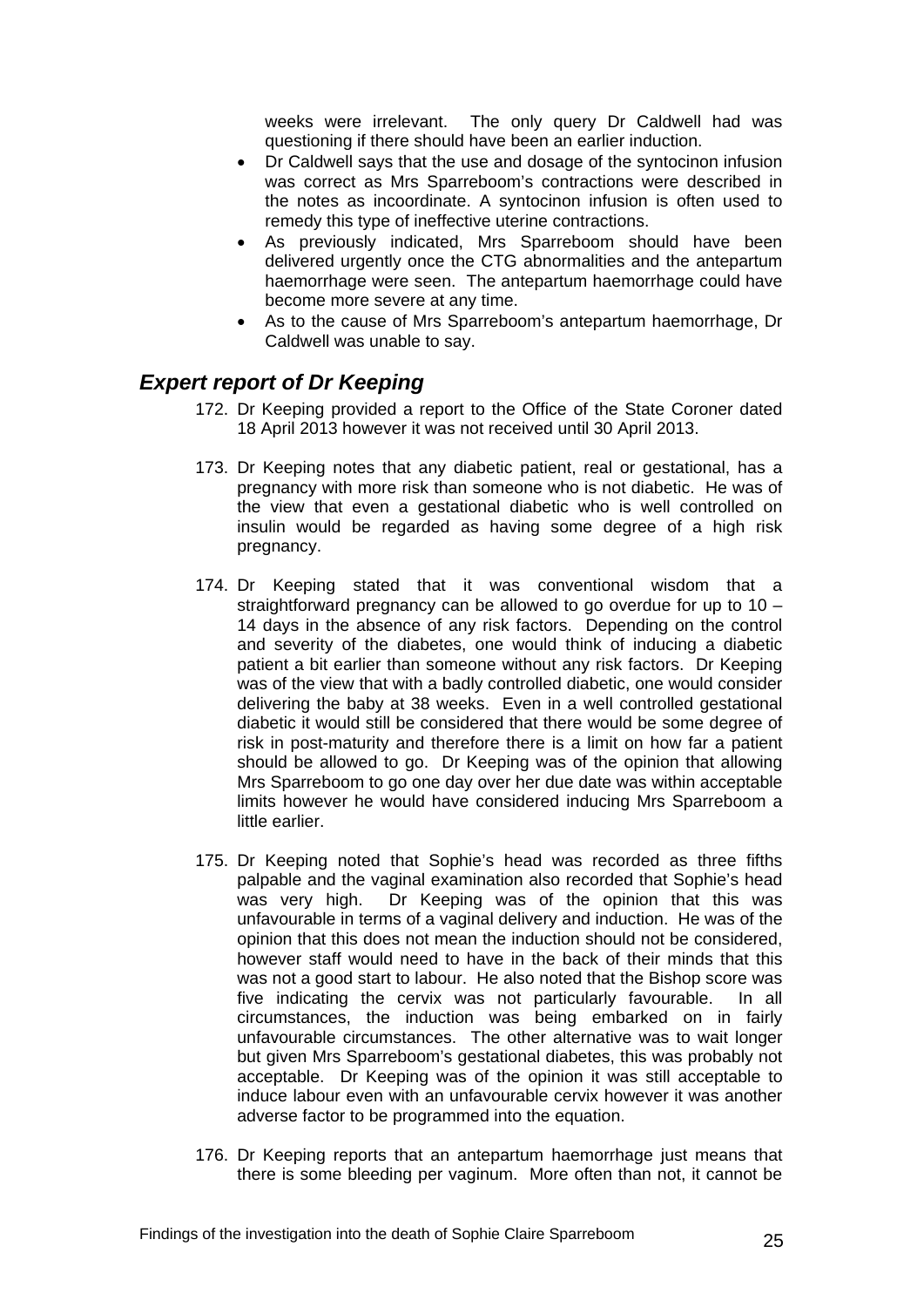weeks were irrelevant. The only query Dr Caldwell had was questioning if there should have been an earlier induction.

- Dr Caldwell says that the use and dosage of the syntocinon infusion was correct as Mrs Sparreboom's contractions were described in the notes as incoordinate. A syntocinon infusion is often used to remedy this type of ineffective uterine contractions.
- As previously indicated, Mrs Sparreboom should have been delivered urgently once the CTG abnormalities and the antepartum haemorrhage were seen. The antepartum haemorrhage could have become more severe at any time.
- As to the cause of Mrs Sparreboom's antepartum haemorrhage, Dr Caldwell was unable to say.

## *Expert report of Dr Keeping*

172. Dr Keeping provided a report to the Office of the State Coroner dated 18 April 2013 however it was not received until 30 April 2013.

173. Dr Keeping notes that any diabetic patient, real or gestational, has a pregnancy with more risk than someone who is not diabetic. He was of the view that even a gestational diabetic who is well controlled on insulin would be regarded as having some degree of a high risk pregnancy.

174. Dr Keeping stated that it was conventional wisdom that a straightforward pregnancy can be allowed to go overdue for up to 10 – 14 days in the absence of any risk factors. Depending on the control and severity of the diabetes, one would think of inducing a diabetic patient a bit earlier than someone without any risk factors. Dr Keeping was of the view that with a badly controlled diabetic, one would consider delivering the baby at 38 weeks. Even in a well controlled gestational diabetic it would still be considered that there would be some degree of risk in post-maturity and therefore there is a limit on how far a patient should be allowed to go. Dr Keeping was of the opinion that allowing Mrs Sparreboom to go one day over her due date was within acceptable limits however he would have considered inducing Mrs Sparreboom a little earlier.

175. Dr Keeping noted that Sophie's head was recorded as three fifths palpable and the vaginal examination also recorded that Sophie's head was very high. Dr Keeping was of the opinion that this was unfavourable in terms of a vaginal delivery and induction. He was of the opinion that this does not mean the induction should not be considered, however staff would need to have in the back of their minds that this was not a good start to labour. He also noted that the Bishop score was five indicating the cervix was not particularly favourable. In all circumstances, the induction was being embarked on in fairly unfavourable circumstances. The other alternative was to wait longer but given Mrs Sparreboom's gestational diabetes, this was probably not acceptable. Dr Keeping was of the opinion it was still acceptable to induce labour even with an unfavourable cervix however it was another adverse factor to be programmed into the equation.

176. Dr Keeping reports that an antepartum haemorrhage just means that there is some bleeding per vaginum. More often than not, it cannot be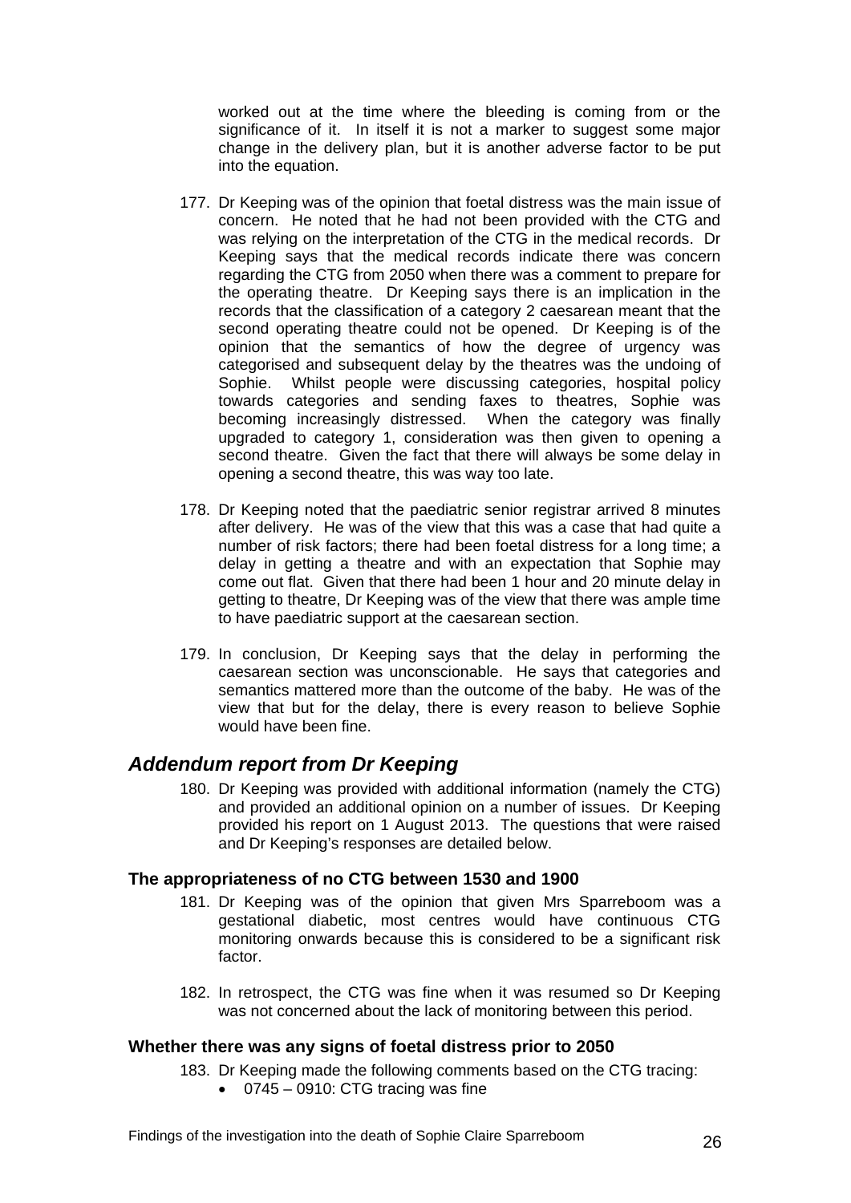worked out at the time where the bleeding is coming from or the significance of it. In itself it is not a marker to suggest some major change in the delivery plan, but it is another adverse factor to be put into the equation.

177. Dr Keeping was of the opinion that foetal distress was the main issue of concern. He noted that he had not been provided with the CTG and was relying on the interpretation of the CTG in the medical records. Dr Keeping says that the medical records indicate there was concern regarding the CTG from 2050 when there was a comment to prepare for the operating theatre. Dr Keeping says there is an implication in the records that the classification of a category 2 caesarean meant that the second operating theatre could not be opened. Dr Keeping is of the opinion that the semantics of how the degree of urgency was categorised and subsequent delay by the theatres was the undoing of Sophie. Whilst people were discussing categories, hospital policy towards categories and sending faxes to theatres, Sophie was becoming increasingly distressed. When the category was finally upgraded to category 1, consideration was then given to opening a second theatre. Given the fact that there will always be some delay in opening a second theatre, this was way too late.

178. Dr Keeping noted that the paediatric senior registrar arrived 8 minutes after delivery. He was of the view that this was a case that had quite a number of risk factors; there had been foetal distress for a long time; a delay in getting a theatre and with an expectation that Sophie may come out flat. Given that there had been 1 hour and 20 minute delay in getting to theatre, Dr Keeping was of the view that there was ample time to have paediatric support at the caesarean section.

179. In conclusion, Dr Keeping says that the delay in performing the caesarean section was unconscionable. He says that categories and semantics mattered more than the outcome of the baby. He was of the view that but for the delay, there is every reason to believe Sophie would have been fine.

## *Addendum report from Dr Keeping*

180. Dr Keeping was provided with additional information (namely the CTG) and provided an additional opinion on a number of issues. Dr Keeping provided his report on 1 August 2013. The questions that were raised and Dr Keeping's responses are detailed below.

### The appropriateness of no CTG between 1530 and 1900

181. Dr Keeping was of the opinion that given Mrs Sparreboom was a gestational diabetic, most centres would have continuous CTG monitoring onwards because this is considered to be a significant risk factor.

182. In retrospect, the CTG was fine when it was resumed so Dr Keeping was not concerned about the lack of monitoring between this period.

### Whether there was any signs of foetal distress prior to 2050

183. Dr Keeping made the following comments based on the CTG tracing:
   - 0745 – 0910: CTG tracing was fine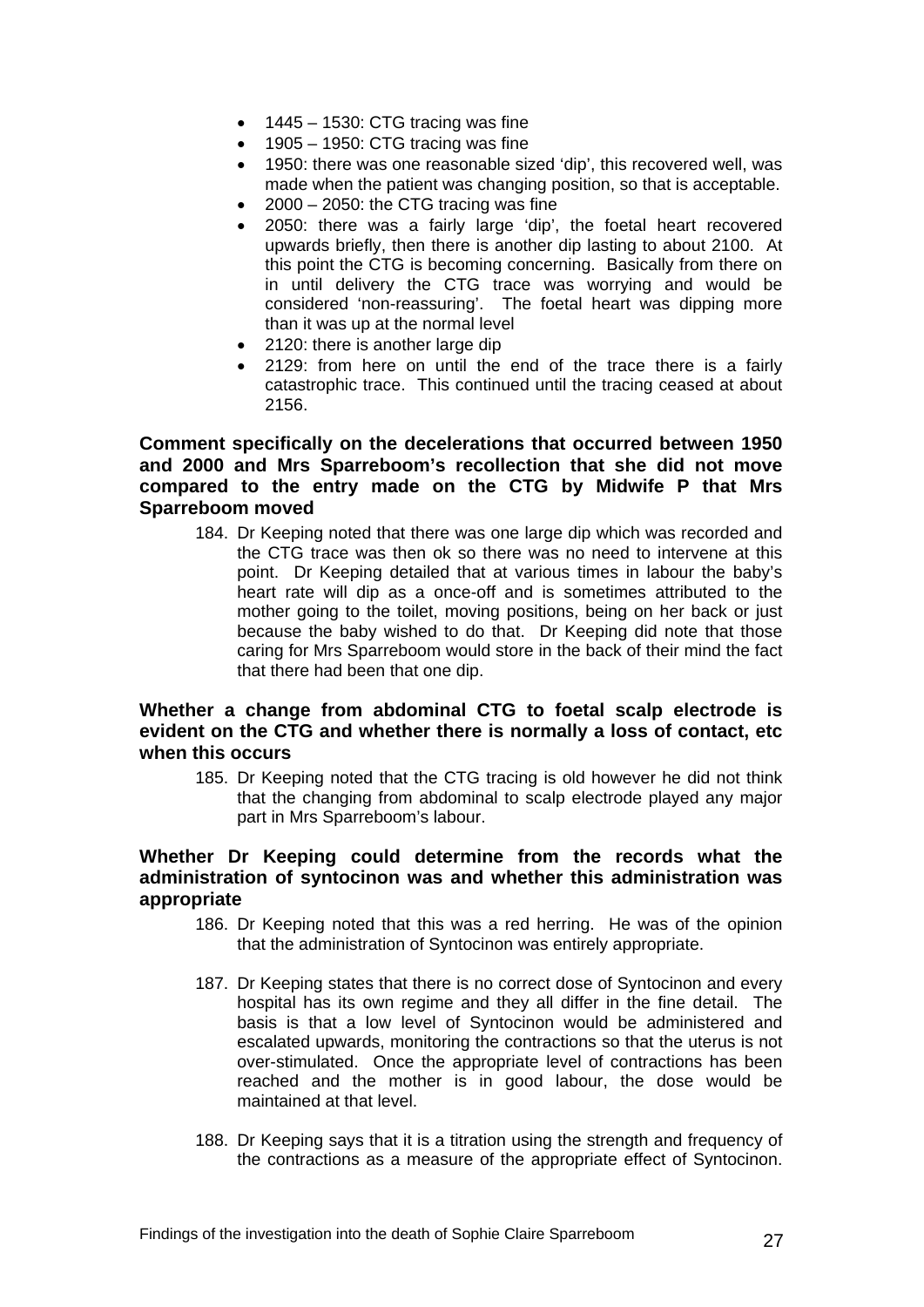- 1445 – 1530: CTG tracing was fine
- 1905 – 1950: CTG tracing was fine
- 1950: there was one reasonable sized 'dip', this recovered well, was made when the patient was changing position, so that is acceptable.
- 2000 – 2050: the CTG tracing was fine
- 2050: there was a fairly large 'dip', the foetal heart recovered upwards briefly, then there is another dip lasting to about 2100. At this point the CTG is becoming concerning. Basically from there on in until delivery the CTG trace was worrying and would be considered 'non-reassuring'. The foetal heart was dipping more than it was up at the normal level
- 2120: there is another large dip
- 2129: from here on until the end of the trace there is a fairly catastrophic trace. This continued until the tracing ceased at about 2156.

**Comment specifically on the decelerations that occurred between 1950 and 2000 and Mrs Sparreboom's recollection that she did not move compared to the entry made on the CTG by Midwife P that Mrs Sparreboom moved**

184. Dr Keeping noted that there was one large dip which was recorded and the CTG trace was then ok so there was no need to intervene at this point. Dr Keeping detailed that at various times in labour the baby's heart rate will dip as a once-off and is sometimes attributed to the mother going to the toilet, moving positions, being on her back or just because the baby wished to do that. Dr Keeping did note that those caring for Mrs Sparreboom would store in the back of their mind the fact that there had been that one dip.

**Whether a change from abdominal CTG to foetal scalp electrode is evident on the CTG and whether there is normally a loss of contact, etc when this occurs**

185. Dr Keeping noted that the CTG tracing is old however he did not think that the changing from abdominal to scalp electrode played any major part in Mrs Sparreboom's labour.

**Whether Dr Keeping could determine from the records what the administration of syntocinon was and whether this administration was appropriate**

186. Dr Keeping noted that this was a red herring. He was of the opinion that the administration of Syntocinon was entirely appropriate.

187. Dr Keeping states that there is no correct dose of Syntocinon and every hospital has its own regime and they all differ in the fine detail. The basis is that a low level of Syntocinon would be administered and escalated upwards, monitoring the contractions so that the uterus is not over-stimulated. Once the appropriate level of contractions has been reached and the mother is in good labour, the dose would be maintained at that level.

188. Dr Keeping says that it is a titration using the strength and frequency of the contractions as a measure of the appropriate effect of Syntocinon.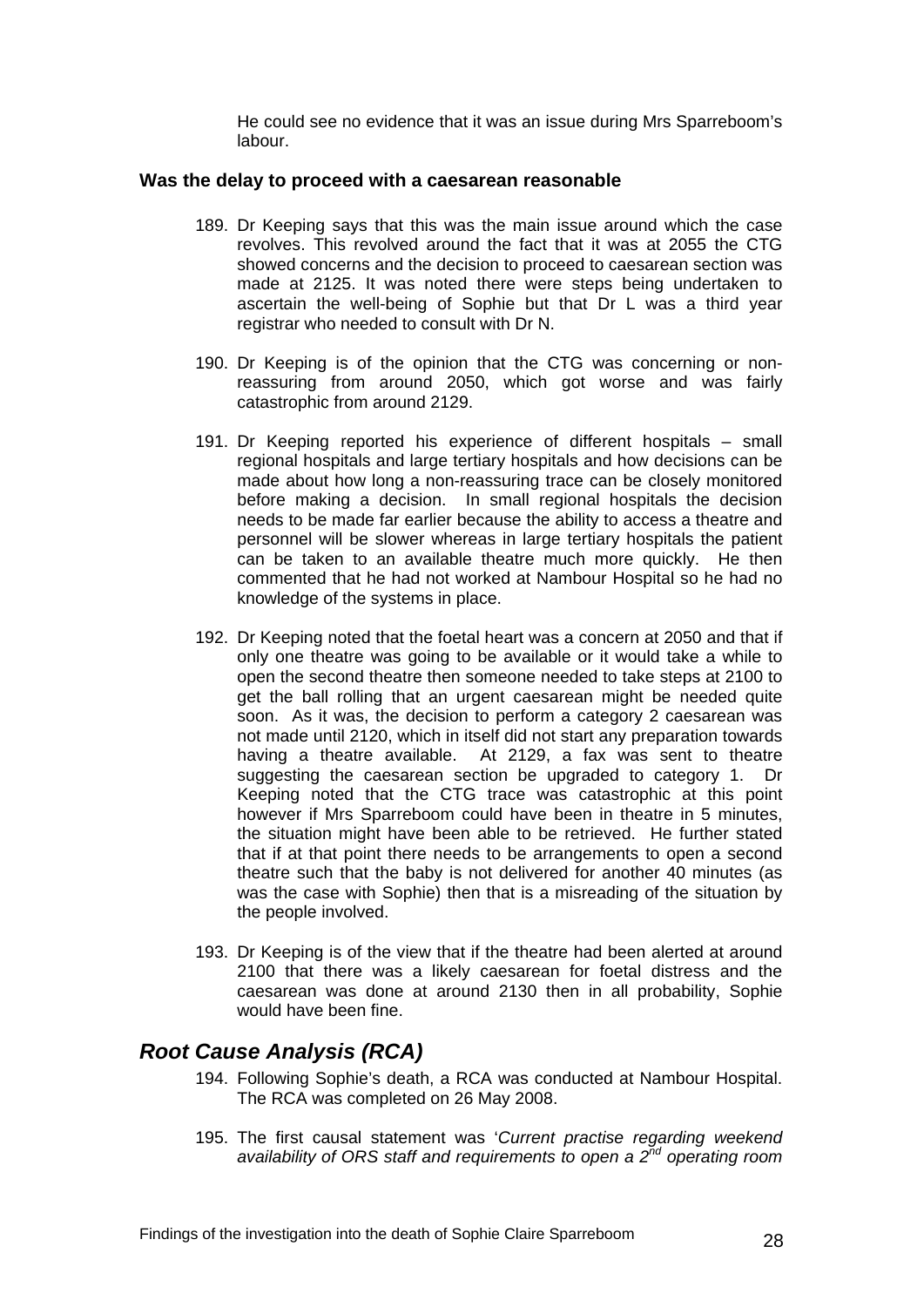He could see no evidence that it was an issue during Mrs Sparreboom's labour.

### Was the delay to proceed with a caesarean reasonable

189. Dr Keeping says that this was the main issue around which the case revolves. This revolved around the fact that it was at 2055 the CTG showed concerns and the decision to proceed to caesarean section was made at 2125. It was noted there were steps being undertaken to ascertain the well-being of Sophie but that Dr L was a third year registrar who needed to consult with Dr N.

190. Dr Keeping is of the opinion that the CTG was concerning or non-reassuring from around 2050, which got worse and was fairly catastrophic from around 2129.

191. Dr Keeping reported his experience of different hospitals – small regional hospitals and large tertiary hospitals and how decisions can be made about how long a non-reassuring trace can be closely monitored before making a decision. In small regional hospitals the decision needs to be made far earlier because the ability to access a theatre and personnel will be slower whereas in large tertiary hospitals the patient can be taken to an available theatre much more quickly. He then commented that he had not worked at Nambour Hospital so he had no knowledge of the systems in place.

192. Dr Keeping noted that the foetal heart was a concern at 2050 and that if only one theatre was going to be available or it would take a while to open the second theatre then someone needed to take steps at 2100 to get the ball rolling that an urgent caesarean might be needed quite soon. As it was, the decision to perform a category 2 caesarean was not made until 2120, which in itself did not start any preparation towards having a theatre available. At 2129, a fax was sent to theatre suggesting the caesarean section be upgraded to category 1. Dr Keeping noted that the CTG trace was catastrophic at this point however if Mrs Sparreboom could have been in theatre in 5 minutes, the situation might have been able to be retrieved. He further stated that if at that point there needs to be arrangements to open a second theatre such that the baby is not delivered for another 40 minutes (as was the case with Sophie) then that is a misreading of the situation by the people involved.

193. Dr Keeping is of the view that if the theatre had been alerted at around 2100 that there was a likely caesarean for foetal distress and the caesarean was done at around 2130 then in all probability, Sophie would have been fine.

## *Root Cause Analysis (RCA)*

194. Following Sophie's death, a RCA was conducted at Nambour Hospital. The RCA was completed on 26 May 2008.

195. The first causal statement was '*Current practise regarding weekend availability of ORS staff and requirements to open a 2nd operating room*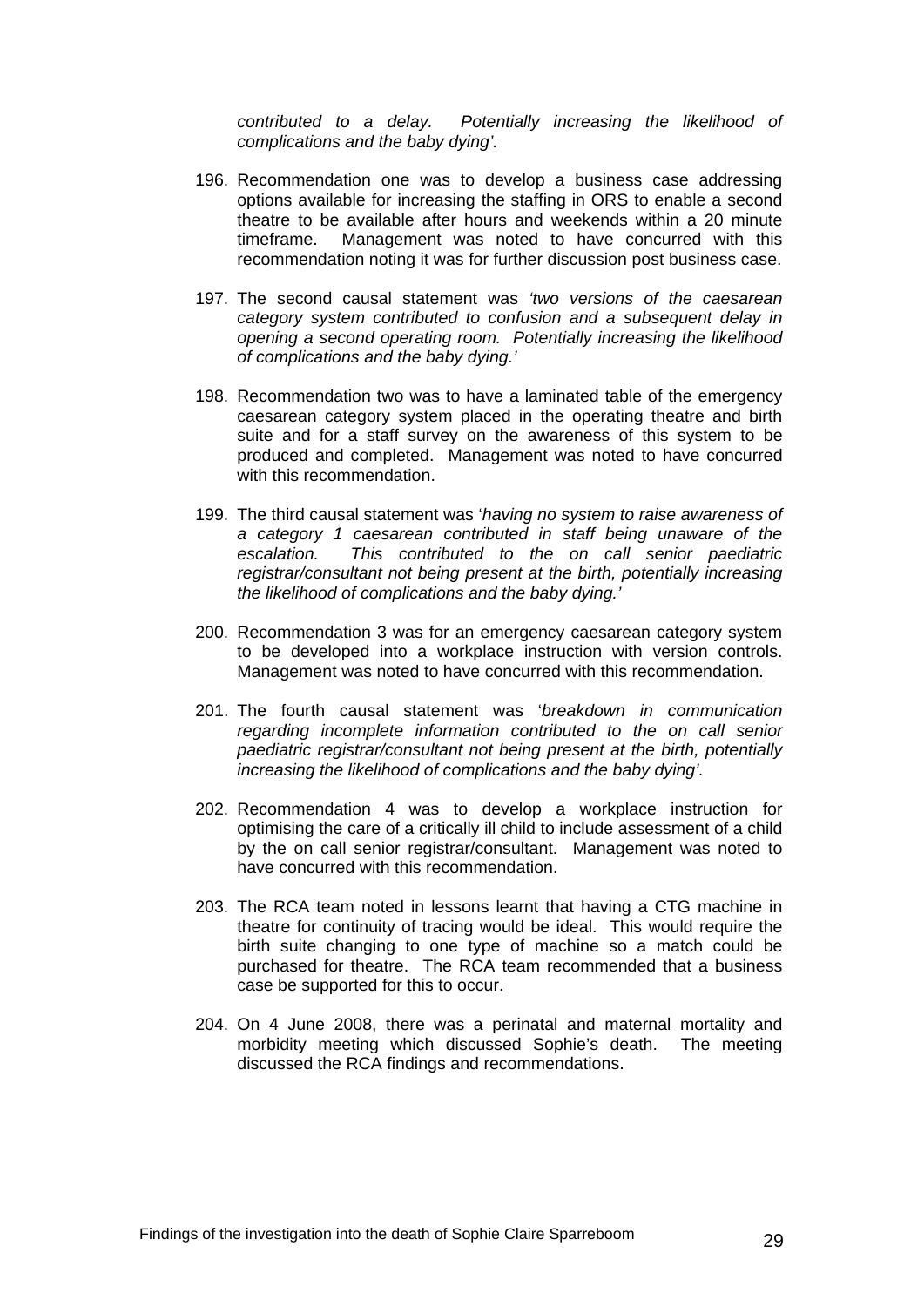*contributed to a delay. Potentially increasing the likelihood of complications and the baby dying'.*

196. Recommendation one was to develop a business case addressing options available for increasing the staffing in ORS to enable a second theatre to be available after hours and weekends within a 20 minute timeframe. Management was noted to have concurred with this recommendation noting it was for further discussion post business case.

197. The second causal statement was *'two versions of the caesarean category system contributed to confusion and a subsequent delay in opening a second operating room. Potentially increasing the likelihood of complications and the baby dying.'*

198. Recommendation two was to have a laminated table of the emergency caesarean category system placed in the operating theatre and birth suite and for a staff survey on the awareness of this system to be produced and completed. Management was noted to have concurred with this recommendation.

199. The third causal statement was '*having no system to raise awareness of a category 1 caesarean contributed in staff being unaware of the escalation. This contributed to the on call senior paediatric registrar/consultant not being present at the birth, potentially increasing the likelihood of complications and the baby dying.'*

200. Recommendation 3 was for an emergency caesarean category system to be developed into a workplace instruction with version controls. Management was noted to have concurred with this recommendation.

201. The fourth causal statement was '*breakdown in communication regarding incomplete information contributed to the on call senior paediatric registrar/consultant not being present at the birth, potentially increasing the likelihood of complications and the baby dying'.*

202. Recommendation 4 was to develop a workplace instruction for optimising the care of a critically ill child to include assessment of a child by the on call senior registrar/consultant. Management was noted to have concurred with this recommendation.

203. The RCA team noted in lessons learnt that having a CTG machine in theatre for continuity of tracing would be ideal. This would require the birth suite changing to one type of machine so a match could be purchased for theatre. The RCA team recommended that a business case be supported for this to occur.

204. On 4 June 2008, there was a perinatal and maternal mortality and morbidity meeting which discussed Sophie's death. The meeting discussed the RCA findings and recommendations.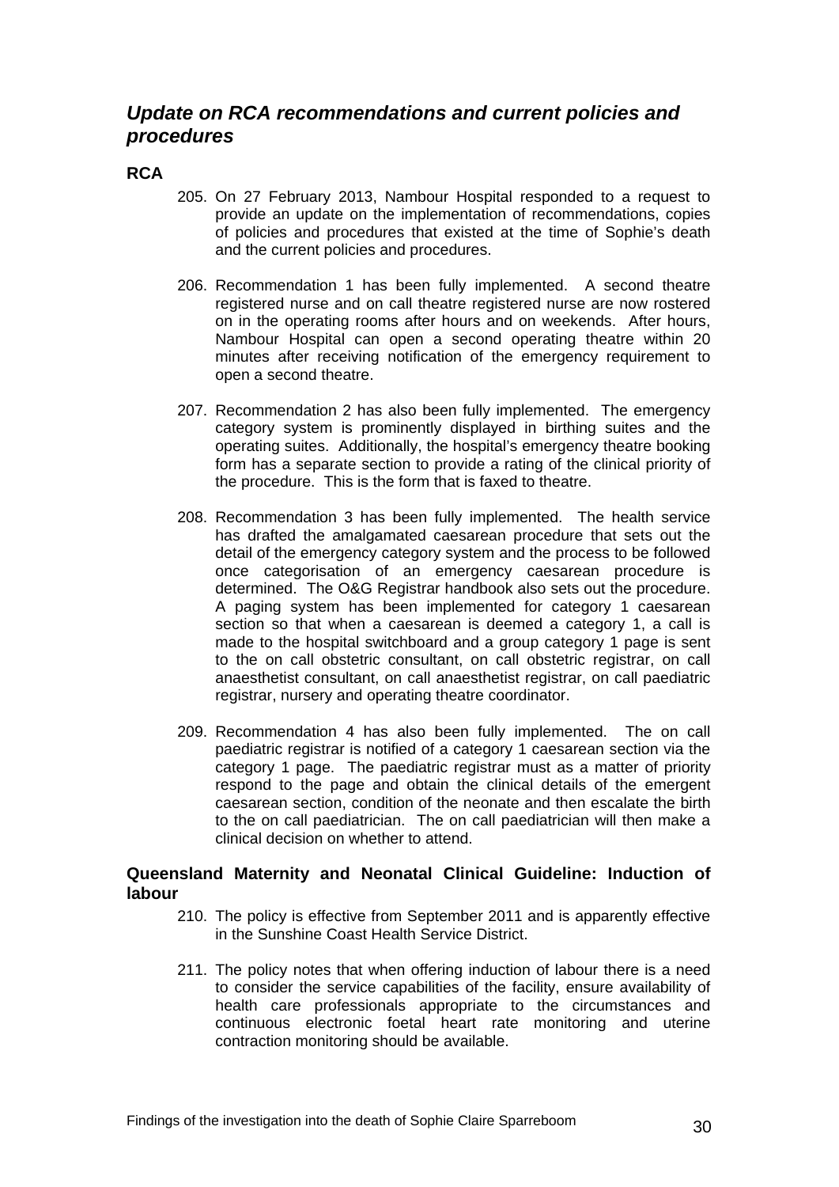## *Update on RCA recommendations and current policies and procedures*

### RCA

205. On 27 February 2013, Nambour Hospital responded to a request to provide an update on the implementation of recommendations, copies of policies and procedures that existed at the time of Sophie's death and the current policies and procedures.

206. Recommendation 1 has been fully implemented. A second theatre registered nurse and on call theatre registered nurse are now rostered on in the operating rooms after hours and on weekends. After hours, Nambour Hospital can open a second operating theatre within 20 minutes after receiving notification of the emergency requirement to open a second theatre.

207. Recommendation 2 has also been fully implemented. The emergency category system is prominently displayed in birthing suites and the operating suites. Additionally, the hospital's emergency theatre booking form has a separate section to provide a rating of the clinical priority of the procedure. This is the form that is faxed to theatre.

208. Recommendation 3 has been fully implemented. The health service has drafted the amalgamated caesarean procedure that sets out the detail of the emergency category system and the process to be followed once categorisation of an emergency caesarean procedure is determined. The O&G Registrar handbook also sets out the procedure. A paging system has been implemented for category 1 caesarean section so that when a caesarean is deemed a category 1, a call is made to the hospital switchboard and a group category 1 page is sent to the on call obstetric consultant, on call obstetric registrar, on call anaesthetist consultant, on call anaesthetist registrar, on call paediatric registrar, nursery and operating theatre coordinator.

209. Recommendation 4 has also been fully implemented. The on call paediatric registrar is notified of a category 1 caesarean section via the category 1 page. The paediatric registrar must as a matter of priority respond to the page and obtain the clinical details of the emergent caesarean section, condition of the neonate and then escalate the birth to the on call paediatrician. The on call paediatrician will then make a clinical decision on whether to attend.

### Queensland Maternity and Neonatal Clinical Guideline: Induction of labour

210. The policy is effective from September 2011 and is apparently effective in the Sunshine Coast Health Service District.

211. The policy notes that when offering induction of labour there is a need to consider the service capabilities of the facility, ensure availability of health care professionals appropriate to the circumstances and continuous electronic foetal heart rate monitoring and uterine contraction monitoring should be available.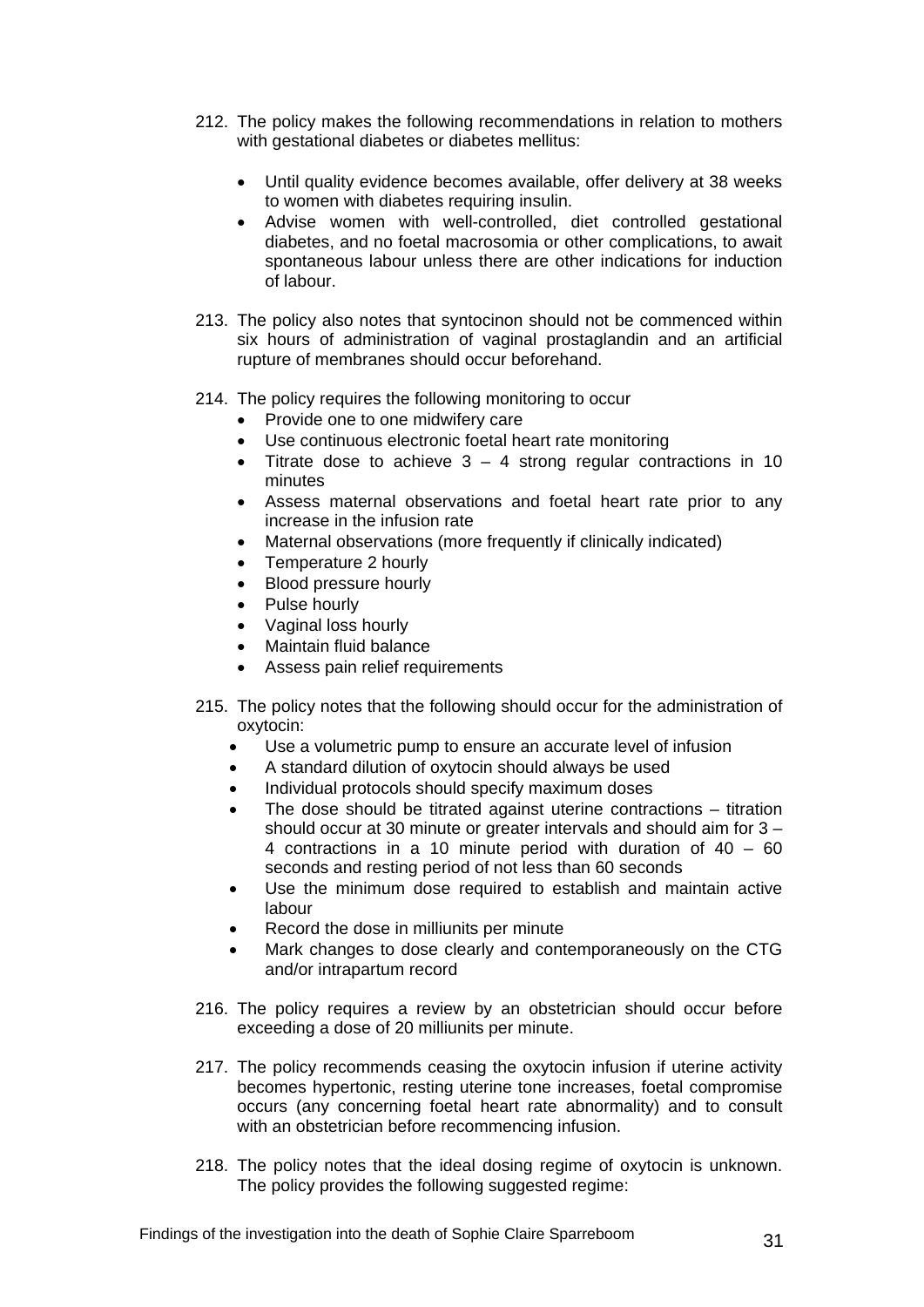212. The policy makes the following recommendations in relation to mothers with gestational diabetes or diabetes mellitus:

    - Until quality evidence becomes available, offer delivery at 38 weeks to women with diabetes requiring insulin.
    - Advise women with well-controlled, diet controlled gestational diabetes, and no foetal macrosomia or other complications, to await spontaneous labour unless there are other indications for induction of labour.

213. The policy also notes that syntocinon should not be commenced within six hours of administration of vaginal prostaglandin and an artificial rupture of membranes should occur beforehand.

214. The policy requires the following monitoring to occur
    - Provide one to one midwifery care
    - Use continuous electronic foetal heart rate monitoring
    - Titrate dose to achieve 3 – 4 strong regular contractions in 10 minutes
    - Assess maternal observations and foetal heart rate prior to any increase in the infusion rate
    - Maternal observations (more frequently if clinically indicated)
    - Temperature 2 hourly
    - Blood pressure hourly
    - Pulse hourly
    - Vaginal loss hourly
    - Maintain fluid balance
    - Assess pain relief requirements

215. The policy notes that the following should occur for the administration of oxytocin:
    - Use a volumetric pump to ensure an accurate level of infusion
    - A standard dilution of oxytocin should always be used
    - Individual protocols should specify maximum doses
    - The dose should be titrated against uterine contractions – titration should occur at 30 minute or greater intervals and should aim for 3 – 4 contractions in a 10 minute period with duration of 40 – 60 seconds and resting period of not less than 60 seconds
    - Use the minimum dose required to establish and maintain active labour
    - Record the dose in milliunits per minute
    - Mark changes to dose clearly and contemporaneously on the CTG and/or intrapartum record

216. The policy requires a review by an obstetrician should occur before exceeding a dose of 20 milliunits per minute.

217. The policy recommends ceasing the oxytocin infusion if uterine activity becomes hypertonic, resting uterine tone increases, foetal compromise occurs (any concerning foetal heart rate abnormality) and to consult with an obstetrician before recommencing infusion.

218. The policy notes that the ideal dosing regime of oxytocin is unknown. The policy provides the following suggested regime: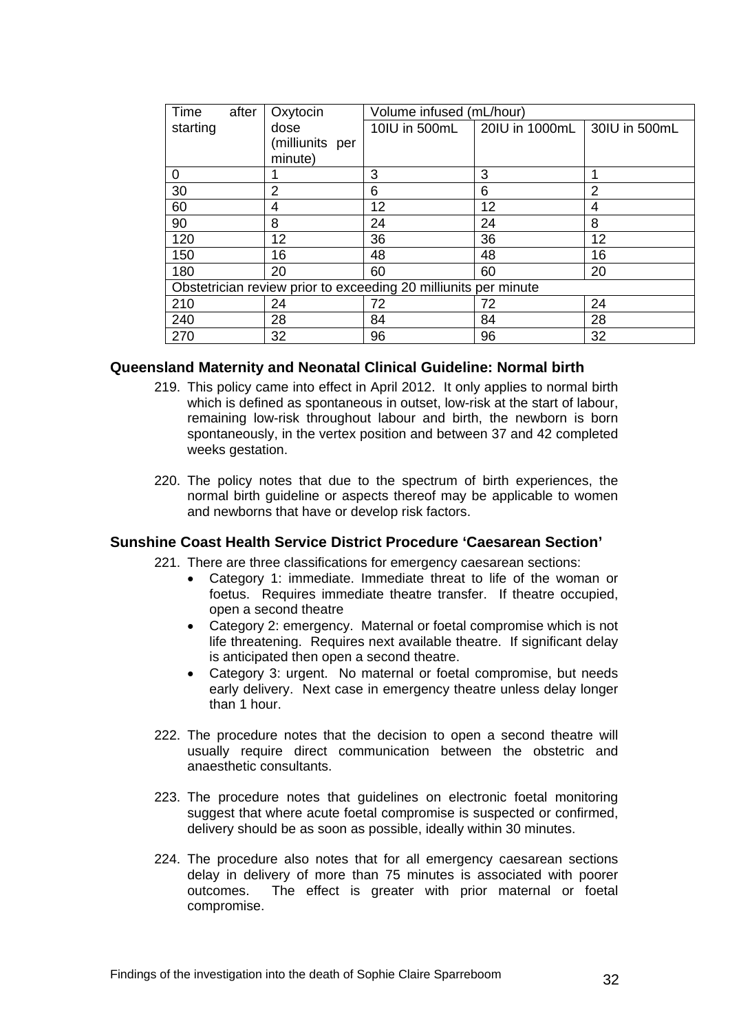| Time after starting | Oxytocin dose (milliunits per minute) | Volume infused (mL/hour) | | |
|---|---|---|---|---|
| | | 10IU in 500mL | 20IU in 1000mL | 30IU in 500mL |
| 0 | 1 | 3 | 3 | 1 |
| 30 | 2 | 6 | 6 | 2 |
| 60 | 4 | 12 | 12 | 4 |
| 90 | 8 | 24 | 24 | 8 |
| 120 | 12 | 36 | 36 | 12 |
| 150 | 16 | 48 | 48 | 16 |
| 180 | 20 | 60 | 60 | 20 |
| Obstetrician review prior to exceeding 20 milliunits per minute | | | | |
| 210 | 24 | 72 | 72 | 24 |
| 240 | 28 | 84 | 84 | 28 |
| 270 | 32 | 96 | 96 | 32 |

### Queensland Maternity and Neonatal Clinical Guideline: Normal birth

219. This policy came into effect in April 2012. It only applies to normal birth which is defined as spontaneous in outset, low-risk at the start of labour, remaining low-risk throughout labour and birth, the newborn is born spontaneously, in the vertex position and between 37 and 42 completed weeks gestation.

220. The policy notes that due to the spectrum of birth experiences, the normal birth guideline or aspects thereof may be applicable to women and newborns that have or develop risk factors.

### Sunshine Coast Health Service District Procedure 'Caesarean Section'

221. There are three classifications for emergency caesarean sections:
    - Category 1: immediate. Immediate threat to life of the woman or foetus. Requires immediate theatre transfer. If theatre occupied, open a second theatre
    - Category 2: emergency. Maternal or foetal compromise which is not life threatening. Requires next available theatre. If significant delay is anticipated then open a second theatre.
    - Category 3: urgent. No maternal or foetal compromise, but needs early delivery. Next case in emergency theatre unless delay longer than 1 hour.

222. The procedure notes that the decision to open a second theatre will usually require direct communication between the obstetric and anaesthetic consultants.

223. The procedure notes that guidelines on electronic foetal monitoring suggest that where acute foetal compromise is suspected or confirmed, delivery should be as soon as possible, ideally within 30 minutes.

224. The procedure also notes that for all emergency caesarean sections delay in delivery of more than 75 minutes is associated with poorer outcomes. The effect is greater with prior maternal or foetal compromise.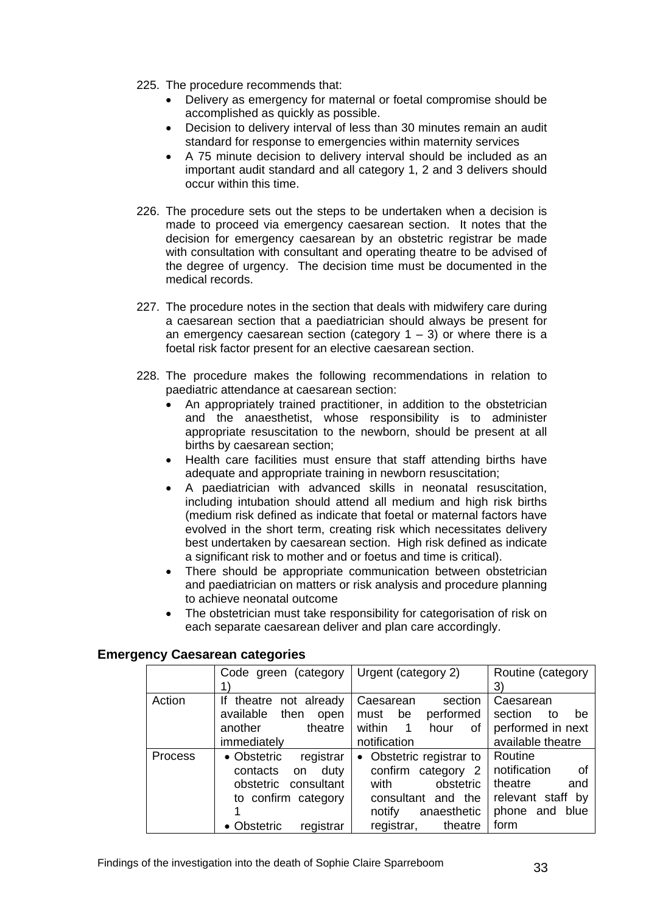225. The procedure recommends that:
    - Delivery as emergency for maternal or foetal compromise should be accomplished as quickly as possible.
    - Decision to delivery interval of less than 30 minutes remain an audit standard for response to emergencies within maternity services
    - A 75 minute decision to delivery interval should be included as an important audit standard and all category 1, 2 and 3 delivers should occur within this time.

226. The procedure sets out the steps to be undertaken when a decision is made to proceed via emergency caesarean section. It notes that the decision for emergency caesarean by an obstetric registrar be made with consultation with consultant and operating theatre to be advised of the degree of urgency. The decision time must be documented in the medical records.

227. The procedure notes in the section that deals with midwifery care during a caesarean section that a paediatrician should always be present for an emergency caesarean section (category 1 – 3) or where there is a foetal risk factor present for an elective caesarean section.

228. The procedure makes the following recommendations in relation to paediatric attendance at caesarean section:
    - An appropriately trained practitioner, in addition to the obstetrician and the anaesthetist, whose responsibility is to administer appropriate resuscitation to the newborn, should be present at all births by caesarean section;
    - Health care facilities must ensure that staff attending births have adequate and appropriate training in newborn resuscitation;
    - A paediatrician with advanced skills in neonatal resuscitation, including intubation should attend all medium and high risk births (medium risk defined as indicate that foetal or maternal factors have evolved in the short term, creating risk which necessitates delivery best undertaken by caesarean section. High risk defined as indicate a significant risk to mother and or foetus and time is critical).
    - There should be appropriate communication between obstetrician and paediatrician on matters or risk analysis and procedure planning to achieve neonatal outcome
    - The obstetrician must take responsibility for categorisation of risk on each separate caesarean deliver and plan care accordingly.

### Emergency Caesarean categories

| | Code green (category 1) | Urgent (category 2) | Routine (category 3) |
|---|---|---|---|
| Action | If theatre not already available then open another theatre immediately | Caesarean section must be performed within 1 hour of notification | Caesarean section to be performed in next available theatre |
| Process | • Obstetric registrar contacts on duty obstetric consultant to confirm category 1<br>• Obstetric registrar | • Obstetric registrar to confirm category 2 with obstetric consultant and the notify anaesthetic registrar, theatre | Routine notification of theatre and relevant staff by phone and blue form |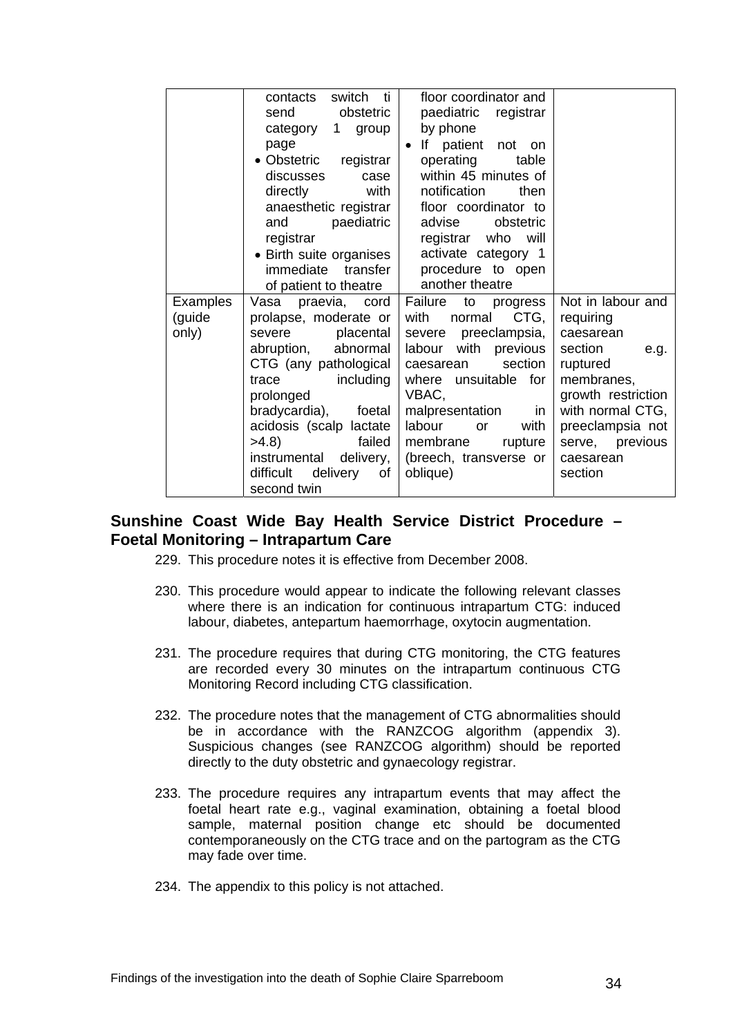| | • Obstetric registrar contacts switch ti send obstetric category 1 group page<br>• Obstetric registrar discusses case directly with anaesthetic registrar and paediatric registrar<br>• Birth suite organises immediate transfer of patient to theatre | floor coordinator and paediatric registrar by phone<br>• If patient not on operating table within 45 minutes of notification then floor coordinator to advise obstetric registrar who will activate category 1 procedure to open another theatre | |
|---|---|---|---|
| Examples (guide only) | Vasa praevia, cord prolapse, moderate or severe placental abruption, abnormal CTG (any pathological trace including prolonged bradycardia), foetal acidosis (scalp lactate >4.8) failed instrumental delivery, difficult delivery of second twin | Failure to progress with normal CTG, severe preeclampsia, labour with previous caesarean section where unsuitable for VBAC, malpresentation in labour or with membrane rupture (breech, transverse or oblique) | Not in labour and requiring caesarean section e.g. ruptured membranes, growth restriction with normal CTG, preeclampsia not serve, previous caesarean section |

## Sunshine Coast Wide Bay Health Service District Procedure – Foetal Monitoring – Intrapartum Care

229. This procedure notes it is effective from December 2008.

230. This procedure would appear to indicate the following relevant classes where there is an indication for continuous intrapartum CTG: induced labour, diabetes, antepartum haemorrhage, oxytocin augmentation.

231. The procedure requires that during CTG monitoring, the CTG features are recorded every 30 minutes on the intrapartum continuous CTG Monitoring Record including CTG classification.

232. The procedure notes that the management of CTG abnormalities should be in accordance with the RANZCOG algorithm (appendix 3). Suspicious changes (see RANZCOG algorithm) should be reported directly to the duty obstetric and gynaecology registrar.

233. The procedure requires any intrapartum events that may affect the foetal heart rate e.g., vaginal examination, obtaining a foetal blood sample, maternal position change etc should be documented contemporaneously on the CTG trace and on the partogram as the CTG may fade over time.

234. The appendix to this policy is not attached.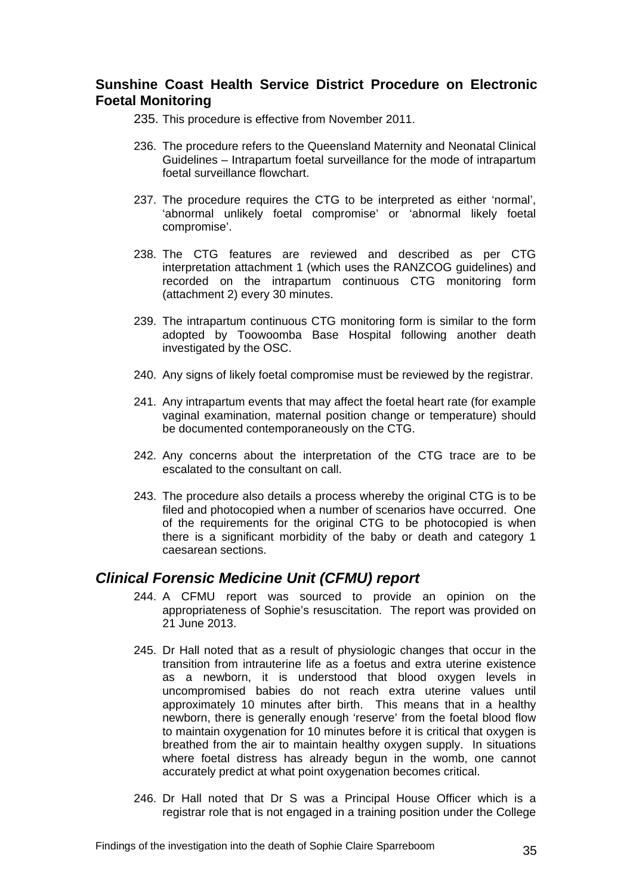## Sunshine Coast Health Service District Procedure on Electronic Foetal Monitoring

235. This procedure is effective from November 2011.

236. The procedure refers to the Queensland Maternity and Neonatal Clinical Guidelines – Intrapartum foetal surveillance for the mode of intrapartum foetal surveillance flowchart.

237. The procedure requires the CTG to be interpreted as either 'normal', 'abnormal unlikely foetal compromise' or 'abnormal likely foetal compromise'.

238. The CTG features are reviewed and described as per CTG interpretation attachment 1 (which uses the RANZCOG guidelines) and recorded on the intrapartum continuous CTG monitoring form (attachment 2) every 30 minutes.

239. The intrapartum continuous CTG monitoring form is similar to the form adopted by Toowoomba Base Hospital following another death investigated by the OSC.

240. Any signs of likely foetal compromise must be reviewed by the registrar.

241. Any intrapartum events that may affect the foetal heart rate (for example vaginal examination, maternal position change or temperature) should be documented contemporaneously on the CTG.

242. Any concerns about the interpretation of the CTG trace are to be escalated to the consultant on call.

243. The procedure also details a process whereby the original CTG is to be filed and photocopied when a number of scenarios have occurred. One of the requirements for the original CTG to be photocopied is when there is a significant morbidity of the baby or death and category 1 caesarean sections.

## *Clinical Forensic Medicine Unit (CFMU) report*

244. A CFMU report was sourced to provide an opinion on the appropriateness of Sophie's resuscitation. The report was provided on 21 June 2013.

245. Dr Hall noted that as a result of physiologic changes that occur in the transition from intrauterine life as a foetus and extra uterine existence as a newborn, it is understood that blood oxygen levels in uncompromised babies do not reach extra uterine values until approximately 10 minutes after birth. This means that in a healthy newborn, there is generally enough 'reserve' from the foetal blood flow to maintain oxygenation for 10 minutes before it is critical that oxygen is breathed from the air to maintain healthy oxygen supply. In situations where foetal distress has already begun in the womb, one cannot accurately predict at what point oxygenation becomes critical.

246. Dr Hall noted that Dr S was a Principal House Officer which is a registrar role that is not engaged in a training position under the College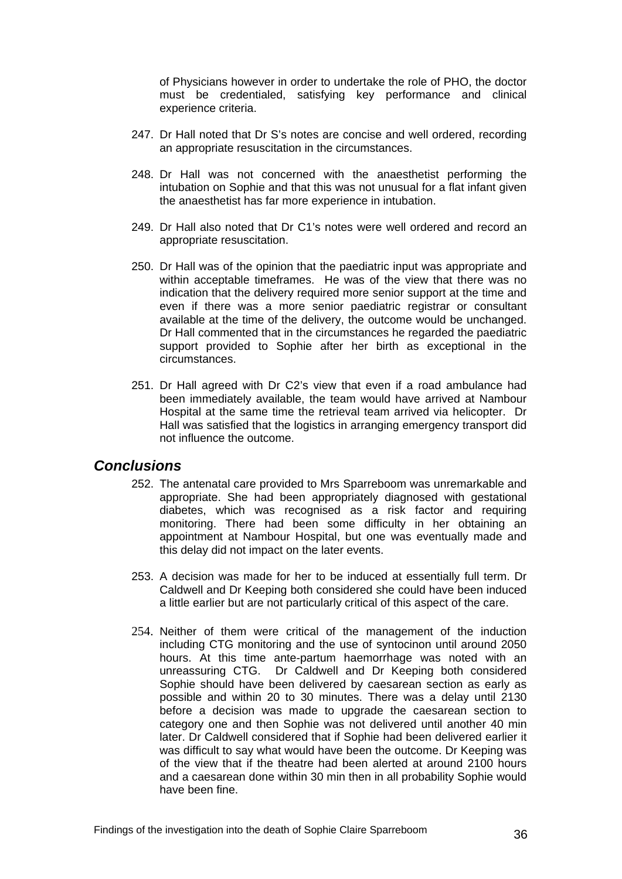of Physicians however in order to undertake the role of PHO, the doctor must be credentialed, satisfying key performance and clinical experience criteria.

247. Dr Hall noted that Dr S's notes are concise and well ordered, recording an appropriate resuscitation in the circumstances.

248. Dr Hall was not concerned with the anaesthetist performing the intubation on Sophie and that this was not unusual for a flat infant given the anaesthetist has far more experience in intubation.

249. Dr Hall also noted that Dr C1's notes were well ordered and record an appropriate resuscitation.

250. Dr Hall was of the opinion that the paediatric input was appropriate and within acceptable timeframes. He was of the view that there was no indication that the delivery required more senior support at the time and even if there was a more senior paediatric registrar or consultant available at the time of the delivery, the outcome would be unchanged. Dr Hall commented that in the circumstances he regarded the paediatric support provided to Sophie after her birth as exceptional in the circumstances.

251. Dr Hall agreed with Dr C2's view that even if a road ambulance had been immediately available, the team would have arrived at Nambour Hospital at the same time the retrieval team arrived via helicopter. Dr Hall was satisfied that the logistics in arranging emergency transport did not influence the outcome.

## *Conclusions*

252. The antenatal care provided to Mrs Sparreboom was unremarkable and appropriate. She had been appropriately diagnosed with gestational diabetes, which was recognised as a risk factor and requiring monitoring. There had been some difficulty in her obtaining an appointment at Nambour Hospital, but one was eventually made and this delay did not impact on the later events.

253. A decision was made for her to be induced at essentially full term. Dr Caldwell and Dr Keeping both considered she could have been induced a little earlier but are not particularly critical of this aspect of the care.

254. Neither of them were critical of the management of the induction including CTG monitoring and the use of syntocinon until around 2050 hours. At this time ante-partum haemorrhage was noted with an unreassuring CTG. Dr Caldwell and Dr Keeping both considered Sophie should have been delivered by caesarean section as early as possible and within 20 to 30 minutes. There was a delay until 2130 before a decision was made to upgrade the caesarean section to category one and then Sophie was not delivered until another 40 min later. Dr Caldwell considered that if Sophie had been delivered earlier it was difficult to say what would have been the outcome. Dr Keeping was of the view that if the theatre had been alerted at around 2100 hours and a caesarean done within 30 min then in all probability Sophie would have been fine.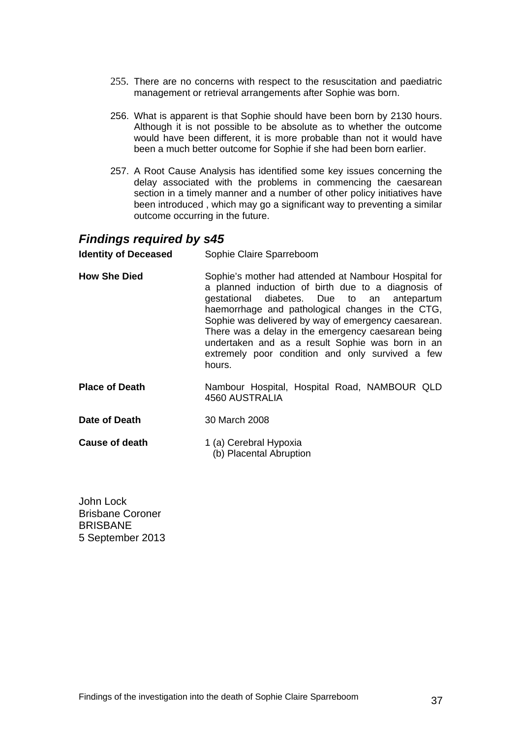255. There are no concerns with respect to the resuscitation and paediatric management or retrieval arrangements after Sophie was born.

256. What is apparent is that Sophie should have been born by 2130 hours. Although it is not possible to be absolute as to whether the outcome would have been different, it is more probable than not it would have been a much better outcome for Sophie if she had been born earlier.

257. A Root Cause Analysis has identified some key issues concerning the delay associated with the problems in commencing the caesarean section in a timely manner and a number of other policy initiatives have been introduced , which may go a significant way to preventing a similar outcome occurring in the future.

## *Findings required by s45*

**Identity of Deceased** Sophie Claire Sparreboom

**How She Died** Sophie's mother had attended at Nambour Hospital for a planned induction of birth due to a diagnosis of gestational diabetes. Due to an antepartum haemorrhage and pathological changes in the CTG, Sophie was delivered by way of emergency caesarean. There was a delay in the emergency caesarean being undertaken and as a result Sophie was born in an extremely poor condition and only survived a few hours.

**Place of Death** Nambour Hospital, Hospital Road, NAMBOUR QLD 4560 AUSTRALIA

**Date of Death** 30 March 2008

**Cause of death** 1 (a) Cerebral Hypoxia
(b) Placental Abruption

John Lock
Brisbane Coroner
BRISBANE
5 September 2013